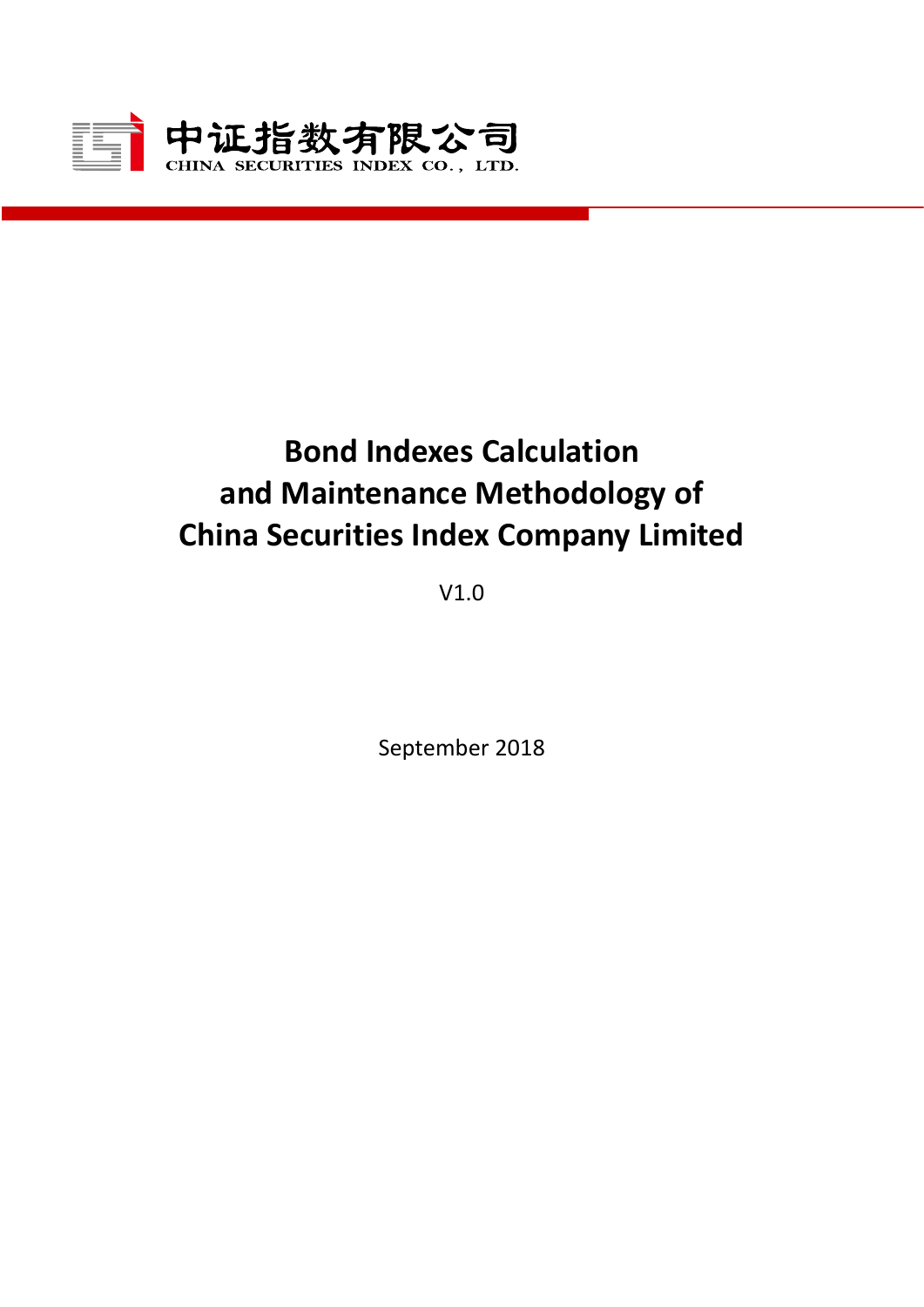中证指数有限公司
CHINA SECURITIES INDEX CO., LTD.

# Bond Indexes Calculation and Maintenance Methodology of China Securities Index Company Limited

V1.0

September 2018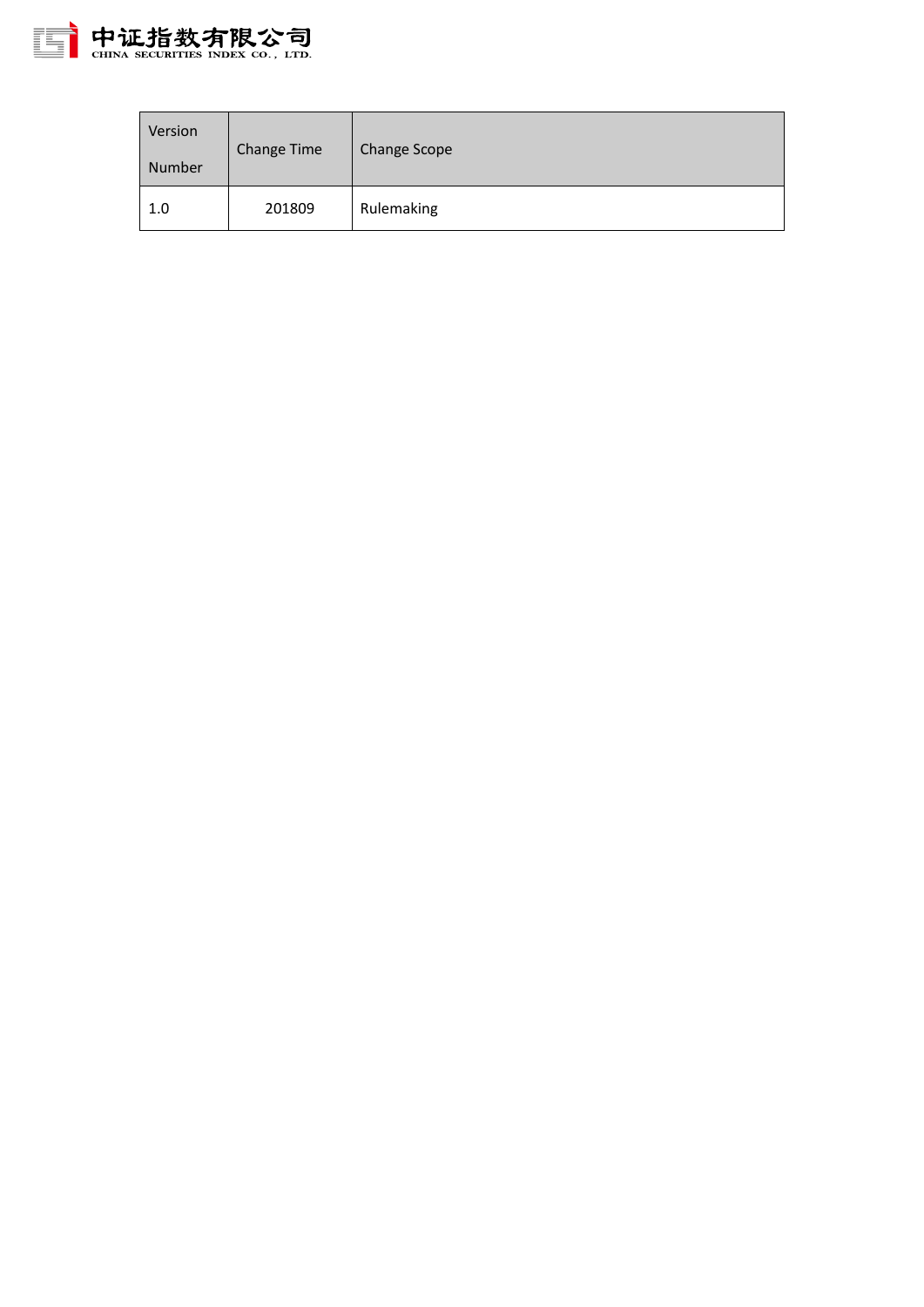| Version Number | Change Time | Change Scope |
| --- | --- | --- |
| 1.0 | 201809 | Rulemaking |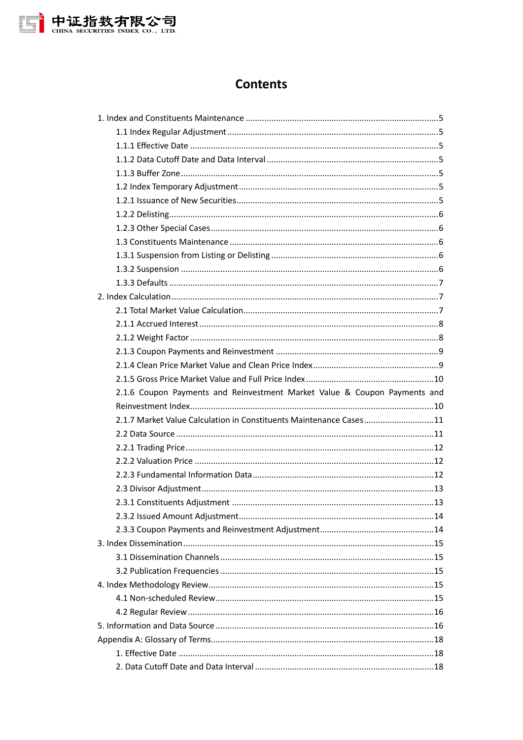# Contents

1. Index and Constituents Maintenance ....................................................................................5
   - 1.1 Index Regular Adjustment ...........................................................................................5
   - 1.1.1 Effective Date ..........................................................................................................5
   - 1.1.2 Data Cutoff Date and Data Interval ...........................................................................5
   - 1.1.3 Buffer Zone ..............................................................................................................5
   - 1.2 Index Temporary Adjustment .......................................................................................5
   - 1.2.1 Issuance of New Securities ........................................................................................5
   - 1.2.2 Delisting ...................................................................................................................6
   - 1.2.3 Other Special Cases ..................................................................................................6
   - 1.3 Constituents Maintenance ...........................................................................................6
   - 1.3.1 Suspension from Listing or Delisting .........................................................................6
   - 1.3.2 Suspension ...............................................................................................................6
   - 1.3.3 Defaults ...................................................................................................................7
2. Index Calculation ...................................................................................................................7
   - 2.1 Total Market Value Calculation .....................................................................................7
   - 2.1.1 Accrued Interest .......................................................................................................8
   - 2.1.2 Weight Factor ...........................................................................................................8
   - 2.1.3 Coupon Payments and Reinvestment .......................................................................9
   - 2.1.4 Clean Price Market Value and Clean Price Index .......................................................9
   - 2.1.5 Gross Price Market Value and Full Price Index ........................................................10
   - 2.1.6 Coupon Payments and Reinvestment Market Value & Coupon Payments and Reinvestment Index .........................................................................................................10
   - 2.1.7 Market Value Calculation in Constituents Maintenance Cases ................................11
   - 2.2 Data Source ...............................................................................................................11
   - 2.2.1 Trading Price ...........................................................................................................12
   - 2.2.2 Valuation Price .......................................................................................................12
   - 2.2.3 Fundamental Information Data ...............................................................................12
   - 2.3 Divisor Adjustment .....................................................................................................13
   - 2.3.1 Constituents Adjustment ........................................................................................13
   - 2.3.2 Issued Amount Adjustment .....................................................................................14
   - 2.3.3 Coupon Payments and Reinvestment Adjustment ...................................................14
3. Index Dissemination .............................................................................................................15
   - 3.1 Dissemination Channels .............................................................................................15
   - 3.2 Publication Frequencies .............................................................................................15
4. Index Methodology Review ..................................................................................................15
   - 4.1 Non-scheduled Review ...............................................................................................15
   - 4.2 Regular Review ..........................................................................................................16
5. Information and Data Source ...............................................................................................16

Appendix A: Glossary of Terms .................................................................................................18
   1. Effective Date ..............................................................................................................18
   2. Data Cutoff Date and Data Interval ..............................................................................18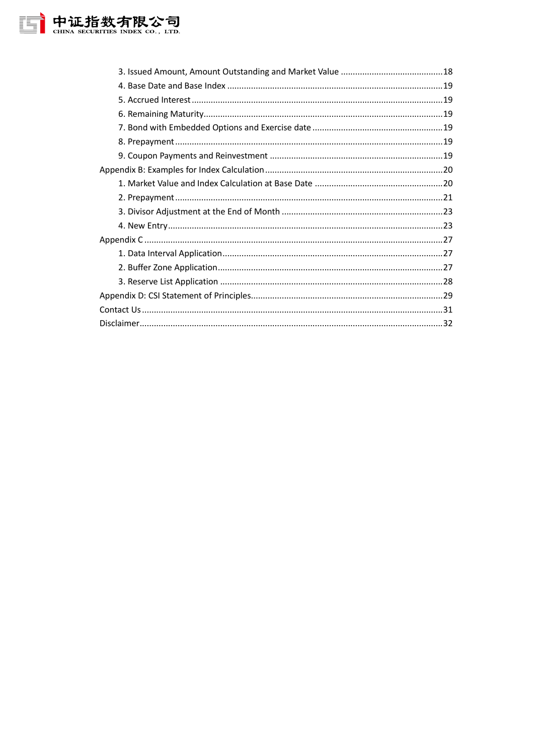3. Issued Amount, Amount Outstanding and Market Value ............................................18
4. Base Date and Base Index ..........................................................................................19
5. Accrued Interest ...........................................................................................................19
6. Remaining Maturity......................................................................................................19
7. Bond with Embedded Options and Exercise date .......................................................19
8. Prepayment ..................................................................................................................19
9. Coupon Payments and Reinvestment .........................................................................19

Appendix B: Examples for Index Calculation ..........................................................................20
1. Market Value and Index Calculation at Base Date ......................................................20
2. Prepayment ..................................................................................................................21
3. Divisor Adjustment at the End of Month ....................................................................23
4. New Entry.....................................................................................................................23

Appendix C ..............................................................................................................................27
1. Data Interval Application.............................................................................................27
2. Buffer Zone Application...............................................................................................27
3. Reserve List Application ..............................................................................................28

Appendix D: CSI Statement of Principles.................................................................................29

Contact Us ...............................................................................................................................31

Disclaimer.................................................................................................................................32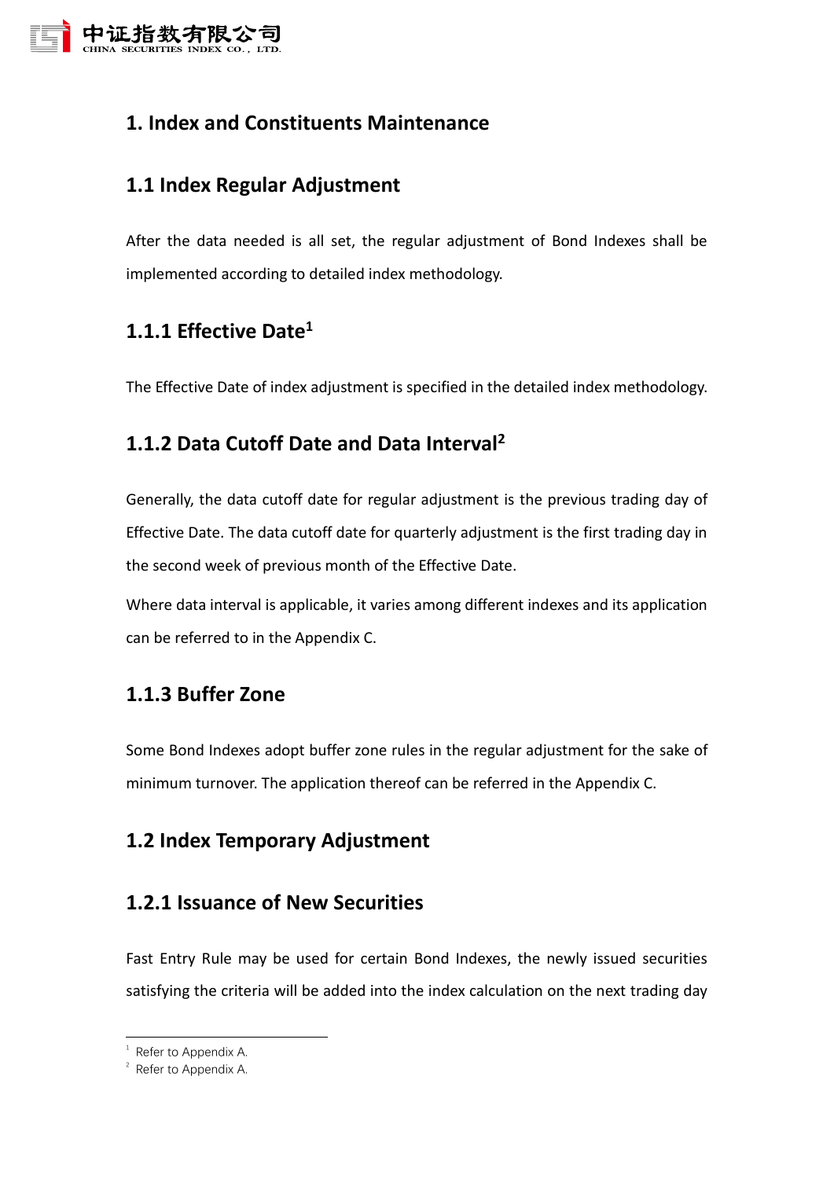# 1. Index and Constituents Maintenance

## 1.1 Index Regular Adjustment

After the data needed is all set, the regular adjustment of Bond Indexes shall be implemented according to detailed index methodology.

### 1.1.1 Effective Date[1]

The Effective Date of index adjustment is specified in the detailed index methodology.

### 1.1.2 Data Cutoff Date and Data Interval[2]

Generally, the data cutoff date for regular adjustment is the previous trading day of Effective Date. The data cutoff date for quarterly adjustment is the first trading day in the second week of previous month of the Effective Date.

Where data interval is applicable, it varies among different indexes and its application can be referred to in the Appendix C.

### 1.1.3 Buffer Zone

Some Bond Indexes adopt buffer zone rules in the regular adjustment for the sake of minimum turnover. The application thereof can be referred in the Appendix C.

## 1.2 Index Temporary Adjustment

### 1.2.1 Issuance of New Securities

Fast Entry Rule may be used for certain Bond Indexes, the newly issued securities satisfying the criteria will be added into the index calculation on the next trading day

---

[1] Refer to Appendix A.

[2] Refer to Appendix A.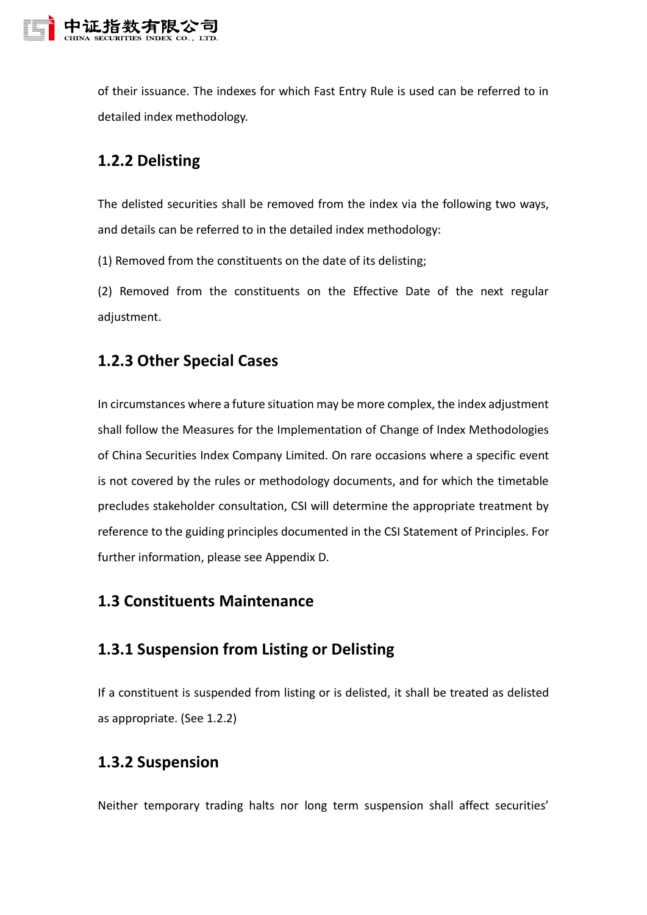of their issuance. The indexes for which Fast Entry Rule is used can be referred to in detailed index methodology.

### 1.2.2 Delisting

The delisted securities shall be removed from the index via the following two ways, and details can be referred to in the detailed index methodology:

(1) Removed from the constituents on the date of its delisting;

(2) Removed from the constituents on the Effective Date of the next regular adjustment.

### 1.2.3 Other Special Cases

In circumstances where a future situation may be more complex, the index adjustment shall follow the Measures for the Implementation of Change of Index Methodologies of China Securities Index Company Limited. On rare occasions where a specific event is not covered by the rules or methodology documents, and for which the timetable precludes stakeholder consultation, CSI will determine the appropriate treatment by reference to the guiding principles documented in the CSI Statement of Principles. For further information, please see Appendix D.

## 1.3 Constituents Maintenance

### 1.3.1 Suspension from Listing or Delisting

If a constituent is suspended from listing or is delisted, it shall be treated as delisted as appropriate. (See 1.2.2)

### 1.3.2 Suspension

Neither temporary trading halts nor long term suspension shall affect securities'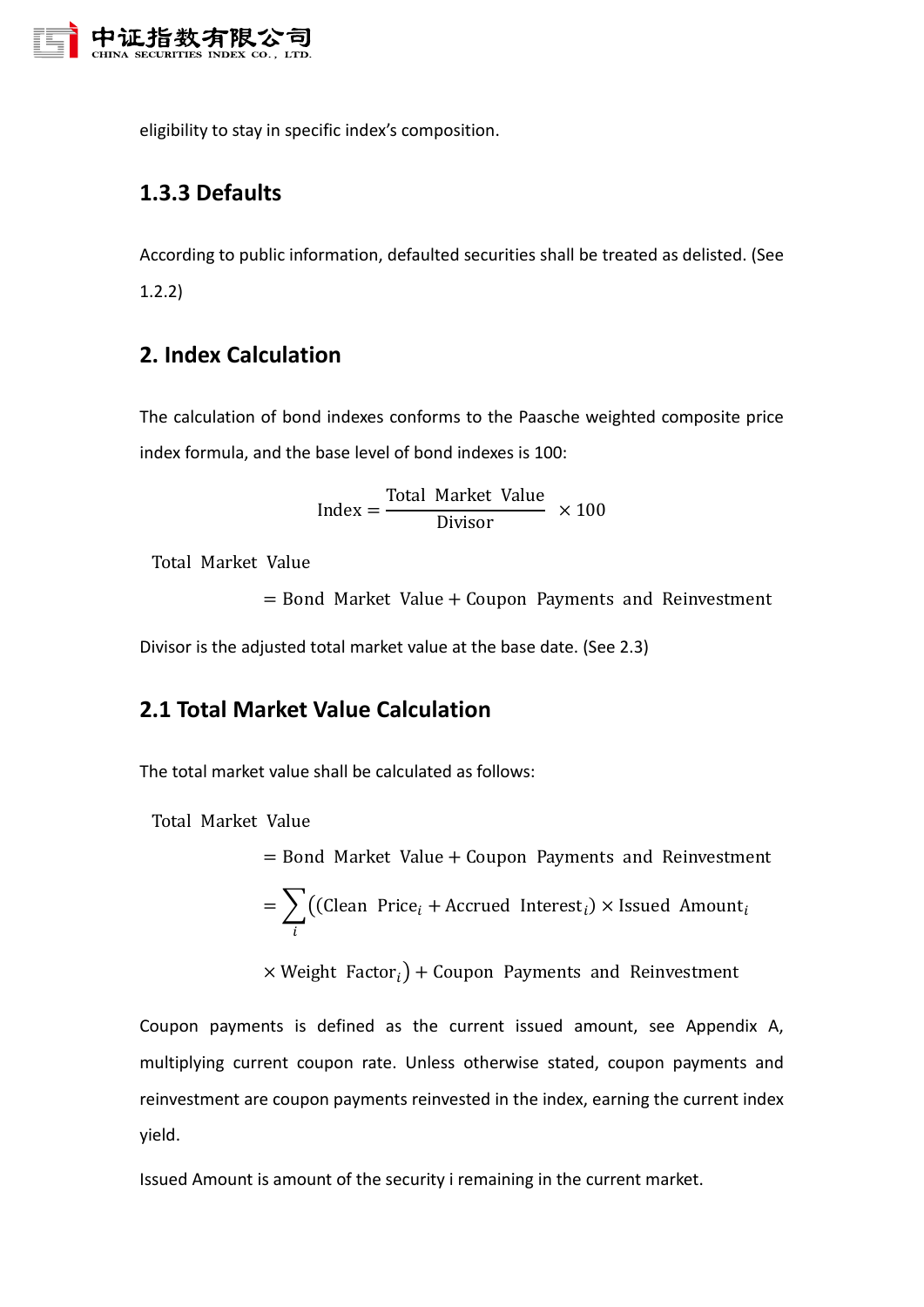eligibility to stay in specific index's composition.

### 1.3.3 Defaults

According to public information, defaulted securities shall be treated as delisted. (See 1.2.2)

## 2. Index Calculation

The calculation of bond indexes conforms to the Paasche weighted composite price index formula, and the base level of bond indexes is 100:

$$\text{Index} = \frac{\text{Total Market Value}}{\text{Divisor}} \times 100$$

$$\text{Total Market Value} = \text{Bond Market Value} + \text{Coupon Payments and Reinvestment}$$

Divisor is the adjusted total market value at the base date. (See 2.3)

## 2.1 Total Market Value Calculation

The total market value shall be calculated as follows:

$$\begin{aligned}\text{Total Market Value} &= \text{Bond Market Value} + \text{Coupon Payments and Reinvestment} \\ &= \sum_i \big((\text{Clean Price}_i + \text{Accrued Interest}_i) \times \text{Issued Amount}_i \\ &\quad \times \text{Weight Factor}_i\big) + \text{Coupon Payments and Reinvestment}\end{aligned}$$

Coupon payments is defined as the current issued amount, see Appendix A, multiplying current coupon rate. Unless otherwise stated, coupon payments and reinvestment are coupon payments reinvested in the index, earning the current index yield.

Issued Amount is amount of the security i remaining in the current market.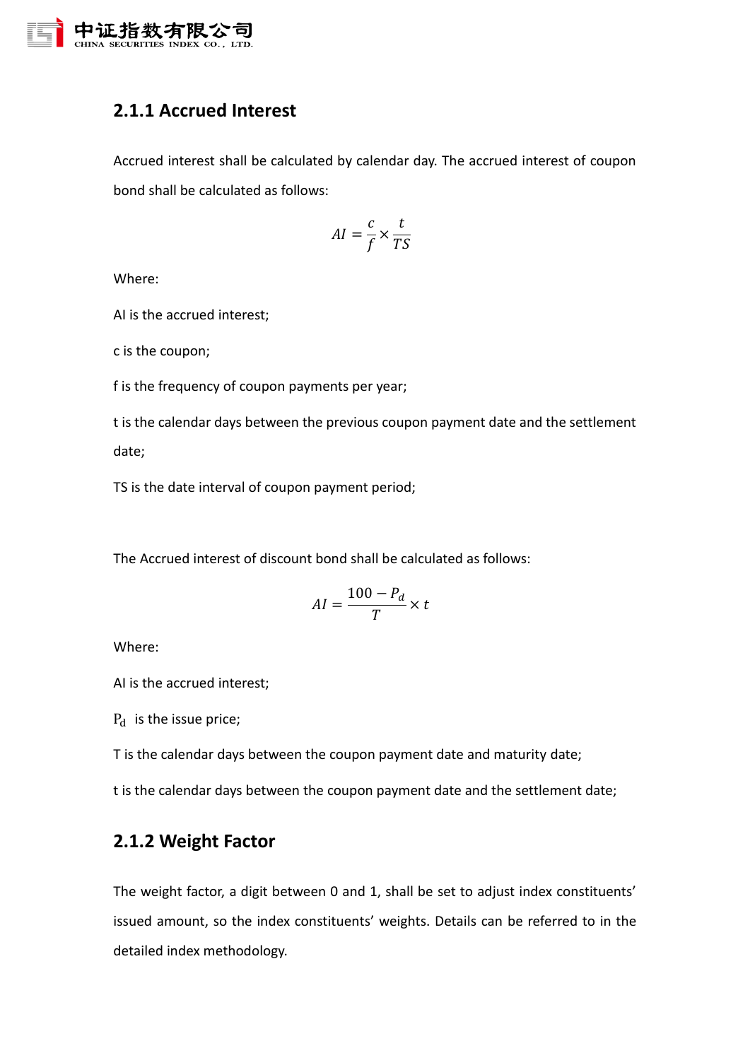### 2.1.1 Accrued Interest

Accrued interest shall be calculated by calendar day. The accrued interest of coupon bond shall be calculated as follows:

$$AI = \frac{c}{f} \times \frac{t}{TS}$$

Where:

AI is the accrued interest;

c is the coupon;

f is the frequency of coupon payments per year;

t is the calendar days between the previous coupon payment date and the settlement date;

TS is the date interval of coupon payment period;

The Accrued interest of discount bond shall be calculated as follows:

$$AI = \frac{100 - P_d}{T} \times t$$

Where:

AI is the accrued interest;

$P_d$ is the issue price;

T is the calendar days between the coupon payment date and maturity date;

t is the calendar days between the coupon payment date and the settlement date;

### 2.1.2 Weight Factor

The weight factor, a digit between 0 and 1, shall be set to adjust index constituents' issued amount, so the index constituents' weights. Details can be referred to in the detailed index methodology.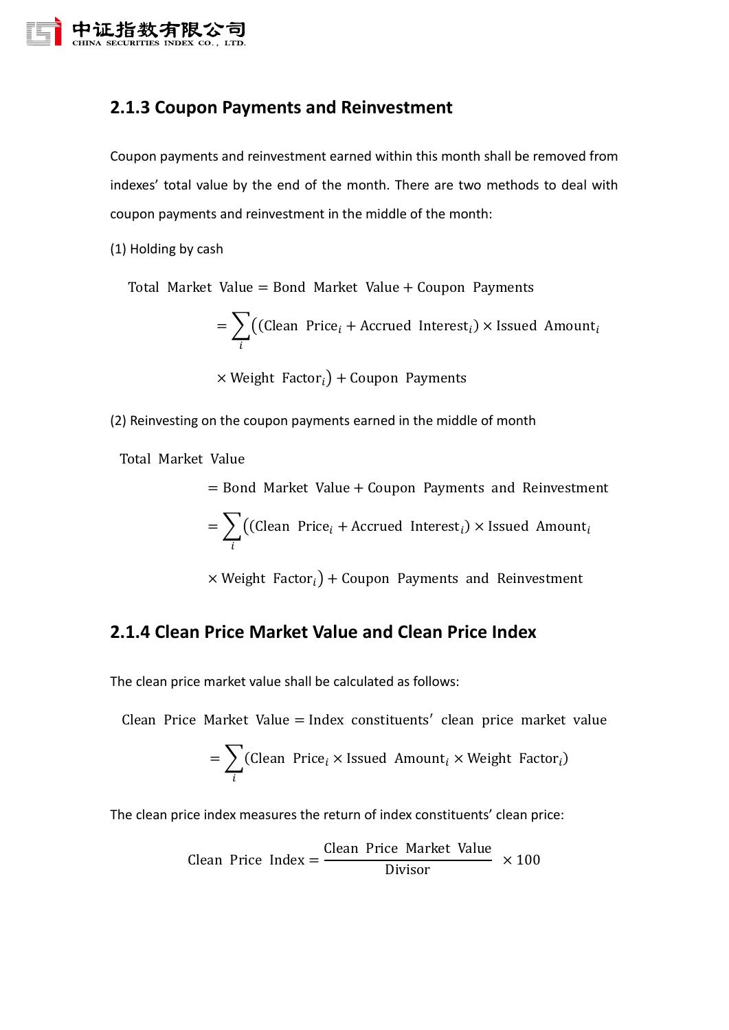### 2.1.3 Coupon Payments and Reinvestment

Coupon payments and reinvestment earned within this month shall be removed from indexes' total value by the end of the month. There are two methods to deal with coupon payments and reinvestment in the middle of the month:

(1) Holding by cash

$$\text{Total Market Value} = \text{Bond Market Value} + \text{Coupon Payments}$$

$$= \sum_i \left( (\text{Clean Price}_i + \text{Accrued Interest}_i) \times \text{Issued Amount}_i \times \text{Weight Factor}_i \right) + \text{Coupon Payments}$$

(2) Reinvesting on the coupon payments earned in the middle of month

$$\text{Total Market Value} = \text{Bond Market Value} + \text{Coupon Payments and Reinvestment}$$

$$= \sum_i \left( (\text{Clean Price}_i + \text{Accrued Interest}_i) \times \text{Issued Amount}_i \times \text{Weight Factor}_i \right) + \text{Coupon Payments and Reinvestment}$$

### 2.1.4 Clean Price Market Value and Clean Price Index

The clean price market value shall be calculated as follows:

$$\text{Clean Price Market Value} = \text{Index constituents' clean price market value}$$

$$= \sum_i (\text{Clean Price}_i \times \text{Issued Amount}_i \times \text{Weight Factor}_i)$$

The clean price index measures the return of index constituents' clean price:

$$\text{Clean Price Index} = \frac{\text{Clean Price Market Value}}{\text{Divisor}} \times 100$$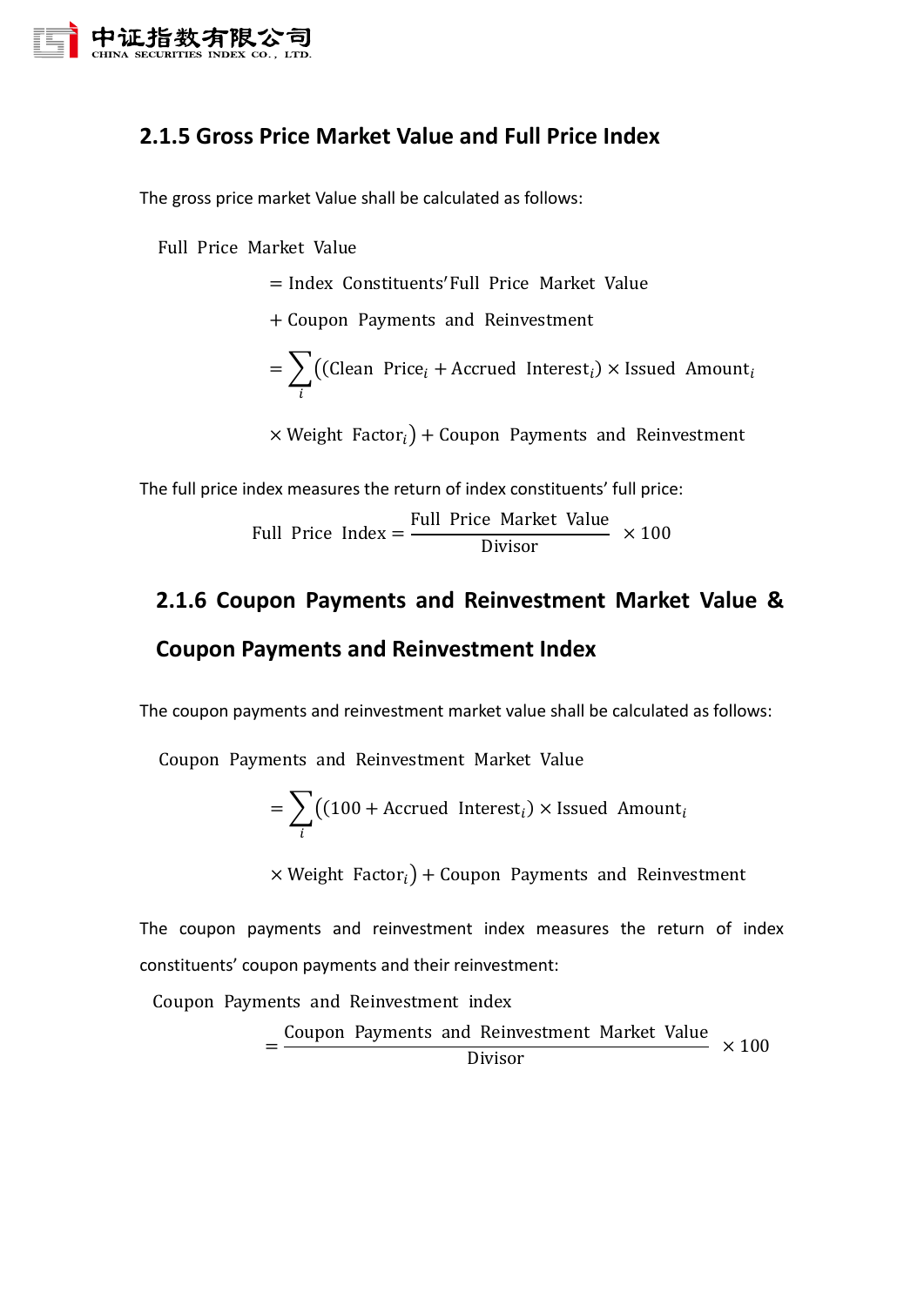### 2.1.5 Gross Price Market Value and Full Price Index

The gross price market Value shall be calculated as follows:

$$
\begin{aligned}
&\text{Full Price Market Value} \\
&= \text{Index Constituents' Full Price Market Value} \\
&+ \text{Coupon Payments and Reinvestment} \\
&= \sum_i \left( (\text{Clean Price}_i + \text{Accrued Interest}_i) \times \text{Issued Amount}_i \right. \\
&\left. \times \text{Weight Factor}_i \right) + \text{Coupon Payments and Reinvestment}
\end{aligned}
$$

The full price index measures the return of index constituents' full price:

$$
\text{Full Price Index} = \frac{\text{Full Price Market Value}}{\text{Divisor}} \times 100
$$

### 2.1.6 Coupon Payments and Reinvestment Market Value & Coupon Payments and Reinvestment Index

The coupon payments and reinvestment market value shall be calculated as follows:

$$
\begin{aligned}
&\text{Coupon Payments and Reinvestment Market Value} \\
&= \sum_i \left( (100 + \text{Accrued Interest}_i) \times \text{Issued Amount}_i \right. \\
&\left. \times \text{Weight Factor}_i \right) + \text{Coupon Payments and Reinvestment}
\end{aligned}
$$

The coupon payments and reinvestment index measures the return of index constituents' coupon payments and their reinvestment:

$$
\begin{aligned}
&\text{Coupon Payments and Reinvestment index} \\
&= \frac{\text{Coupon Payments and Reinvestment Market Value}}{\text{Divisor}} \times 100
\end{aligned}
$$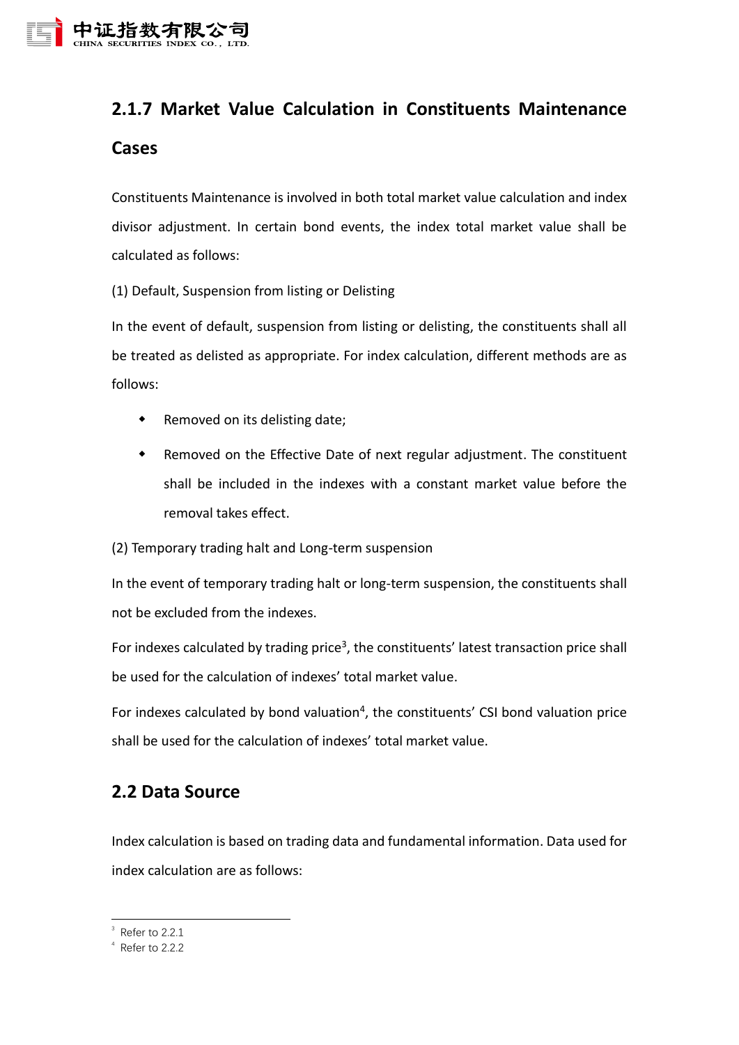### 2.1.7 Market Value Calculation in Constituents Maintenance Cases

Constituents Maintenance is involved in both total market value calculation and index divisor adjustment. In certain bond events, the index total market value shall be calculated as follows:

(1) Default, Suspension from listing or Delisting

In the event of default, suspension from listing or delisting, the constituents shall all be treated as delisted as appropriate. For index calculation, different methods are as follows:

- Removed on its delisting date;
- Removed on the Effective Date of next regular adjustment. The constituent shall be included in the indexes with a constant market value before the removal takes effect.

(2) Temporary trading halt and Long-term suspension

In the event of temporary trading halt or long-term suspension, the constituents shall not be excluded from the indexes.

For indexes calculated by trading price[3], the constituents' latest transaction price shall be used for the calculation of indexes' total market value.

For indexes calculated by bond valuation[4], the constituents' CSI bond valuation price shall be used for the calculation of indexes' total market value.

## 2.2 Data Source

Index calculation is based on trading data and fundamental information. Data used for index calculation are as follows:

---

[3] Refer to 2.2.1

[4] Refer to 2.2.2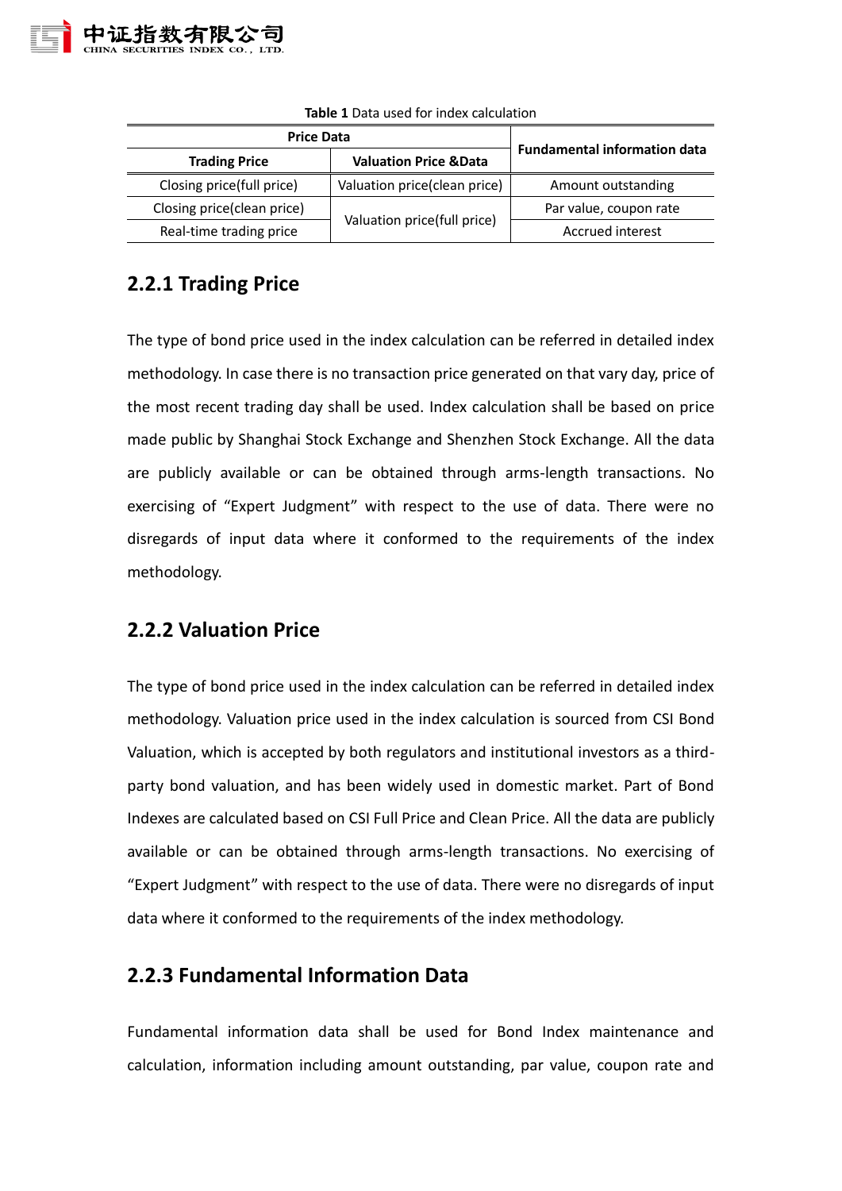**Table 1** Data used for index calculation

| Price Data | | Fundamental information data |
|---|---|---|
| **Trading Price** | **Valuation Price &Data** | |
| Closing price(full price) | Valuation price(clean price) | Amount outstanding |
| Closing price(clean price) | Valuation price(full price) | Par value, coupon rate |
| Real-time trading price | | Accrued interest |

### 2.2.1 Trading Price

The type of bond price used in the index calculation can be referred in detailed index methodology. In case there is no transaction price generated on that vary day, price of the most recent trading day shall be used. Index calculation shall be based on price made public by Shanghai Stock Exchange and Shenzhen Stock Exchange. All the data are publicly available or can be obtained through arms-length transactions. No exercising of "Expert Judgment" with respect to the use of data. There were no disregards of input data where it conformed to the requirements of the index methodology.

### 2.2.2 Valuation Price

The type of bond price used in the index calculation can be referred in detailed index methodology. Valuation price used in the index calculation is sourced from CSI Bond Valuation, which is accepted by both regulators and institutional investors as a third-party bond valuation, and has been widely used in domestic market. Part of Bond Indexes are calculated based on CSI Full Price and Clean Price. All the data are publicly available or can be obtained through arms-length transactions. No exercising of "Expert Judgment" with respect to the use of data. There were no disregards of input data where it conformed to the requirements of the index methodology.

### 2.2.3 Fundamental Information Data

Fundamental information data shall be used for Bond Index maintenance and calculation, information including amount outstanding, par value, coupon rate and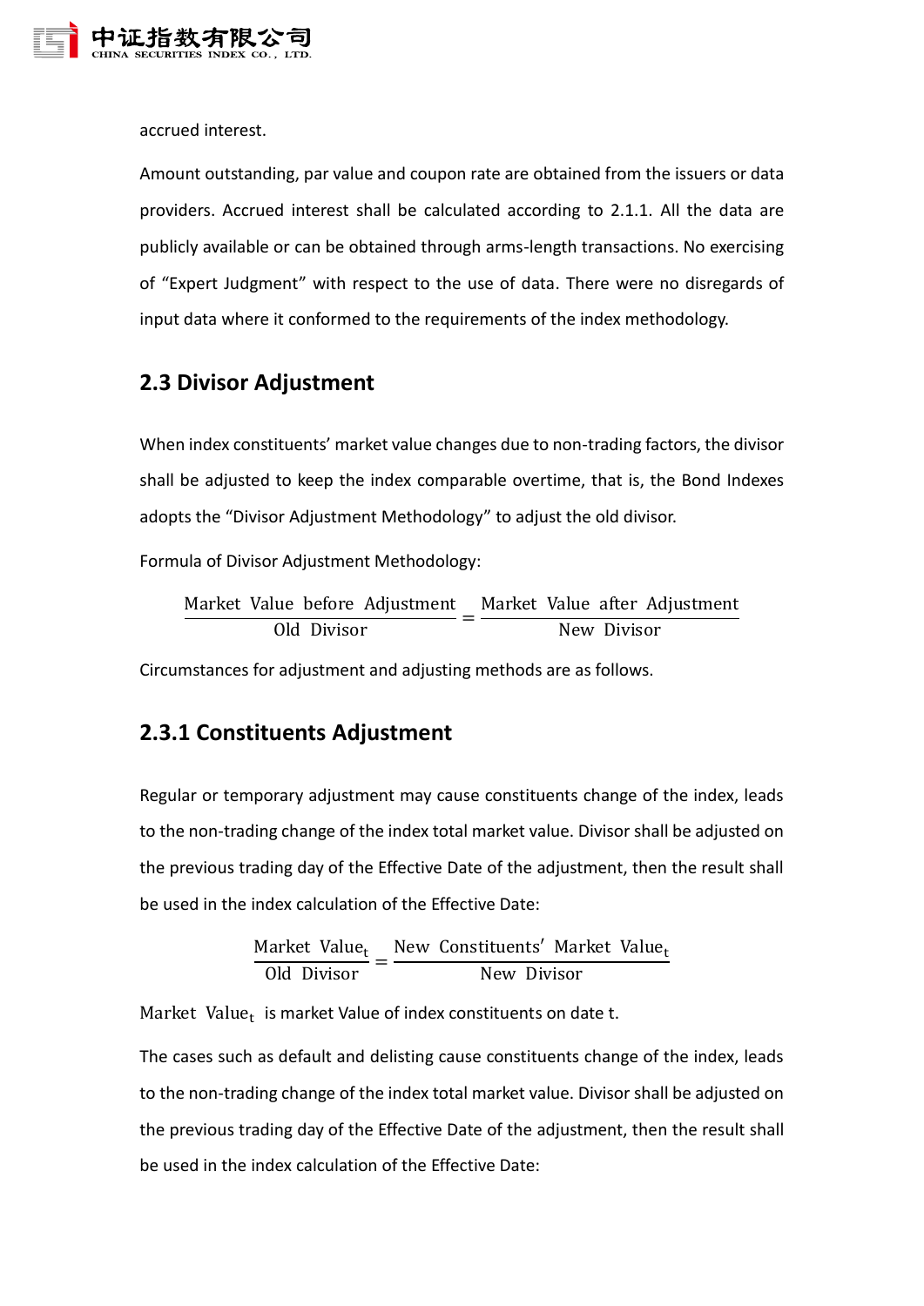accrued interest.

Amount outstanding, par value and coupon rate are obtained from the issuers or data providers. Accrued interest shall be calculated according to 2.1.1. All the data are publicly available or can be obtained through arms-length transactions. No exercising of “Expert Judgment” with respect to the use of data. There were no disregards of input data where it conformed to the requirements of the index methodology.

## 2.3 Divisor Adjustment

When index constituents’ market value changes due to non-trading factors, the divisor shall be adjusted to keep the index comparable overtime, that is, the Bond Indexes adopts the “Divisor Adjustment Methodology” to adjust the old divisor.

Formula of Divisor Adjustment Methodology:

$$\frac{\text{Market Value before Adjustment}}{\text{Old Divisor}} = \frac{\text{Market Value after Adjustment}}{\text{New Divisor}}$$

Circumstances for adjustment and adjusting methods are as follows.

## 2.3.1 Constituents Adjustment

Regular or temporary adjustment may cause constituents change of the index, leads to the non-trading change of the index total market value. Divisor shall be adjusted on the previous trading day of the Effective Date of the adjustment, then the result shall be used in the index calculation of the Effective Date:

$$\frac{\text{Market Value}_t}{\text{Old Divisor}} = \frac{\text{New Constituents' Market Value}_t}{\text{New Divisor}}$$

$\text{Market Value}_t$ is market Value of index constituents on date t.

The cases such as default and delisting cause constituents change of the index, leads to the non-trading change of the index total market value. Divisor shall be adjusted on the previous trading day of the Effective Date of the adjustment, then the result shall be used in the index calculation of the Effective Date: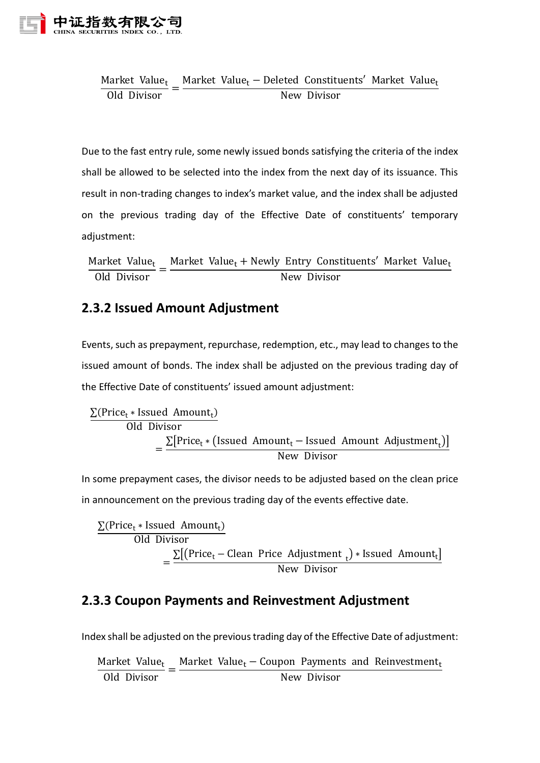$$\frac{\text{Market Value}_t}{\text{Old Divisor}} = \frac{\text{Market Value}_t - \text{Deleted Constituents' Market Value}_t}{\text{New Divisor}}$$

Due to the fast entry rule, some newly issued bonds satisfying the criteria of the index shall be allowed to be selected into the index from the next day of its issuance. This result in non-trading changes to index's market value, and the index shall be adjusted on the previous trading day of the Effective Date of constituents' temporary adjustment:

$$\frac{\text{Market Value}_t}{\text{Old Divisor}} = \frac{\text{Market Value}_t + \text{Newly Entry Constituents' Market Value}_t}{\text{New Divisor}}$$

### 2.3.2 Issued Amount Adjustment

Events, such as prepayment, repurchase, redemption, etc., may lead to changes to the issued amount of bonds. The index shall be adjusted on the previous trading day of the Effective Date of constituents' issued amount adjustment:

$$\frac{\sum(\text{Price}_t * \text{Issued Amount}_t)}{\text{Old Divisor}} = \frac{\sum[\text{Price}_t * (\text{Issued Amount}_t - \text{Issued Amount Adjustment}_t)]}{\text{New Divisor}}$$

In some prepayment cases, the divisor needs to be adjusted based on the clean price in announcement on the previous trading day of the events effective date.

$$\frac{\sum(\text{Price}_t * \text{Issued Amount}_t)}{\text{Old Divisor}} = \frac{\sum[(\text{Price}_t - \text{Clean Price Adjustment}_t) * \text{Issued Amount}_t]}{\text{New Divisor}}$$

### 2.3.3 Coupon Payments and Reinvestment Adjustment

Index shall be adjusted on the previous trading day of the Effective Date of adjustment:

$$\frac{\text{Market Value}_t}{\text{Old Divisor}} = \frac{\text{Market Value}_t - \text{Coupon Payments and Reinvestment}_t}{\text{New Divisor}}$$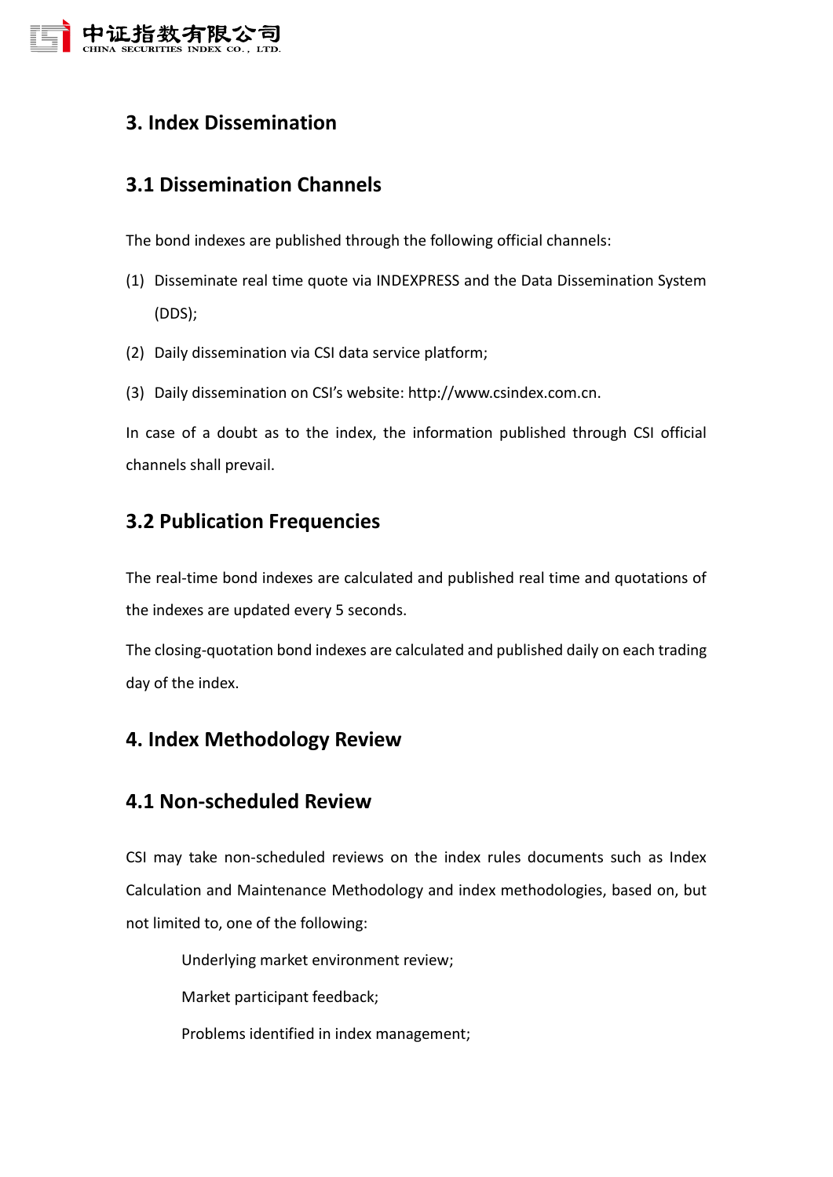## 3. Index Dissemination

### 3.1 Dissemination Channels

The bond indexes are published through the following official channels:

(1) Disseminate real time quote via INDEXPRESS and the Data Dissemination System (DDS);

(2) Daily dissemination via CSI data service platform;

(3) Daily dissemination on CSI's website: http://www.csindex.com.cn.

In case of a doubt as to the index, the information published through CSI official channels shall prevail.

### 3.2 Publication Frequencies

The real-time bond indexes are calculated and published real time and quotations of the indexes are updated every 5 seconds.

The closing-quotation bond indexes are calculated and published daily on each trading day of the index.

## 4. Index Methodology Review

### 4.1 Non-scheduled Review

CSI may take non-scheduled reviews on the index rules documents such as Index Calculation and Maintenance Methodology and index methodologies, based on, but not limited to, one of the following:

Underlying market environment review;

Market participant feedback;

Problems identified in index management;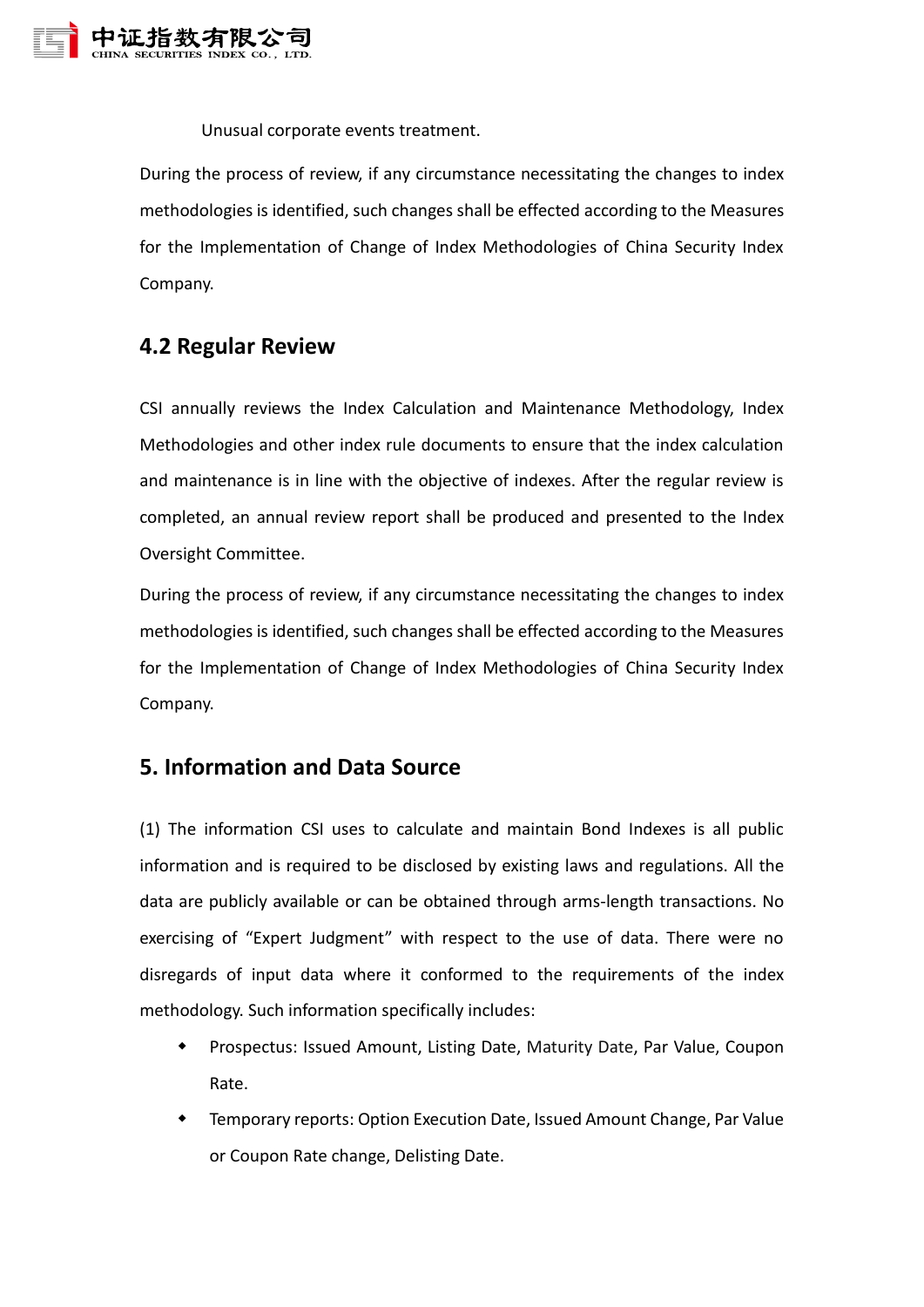Unusual corporate events treatment.

During the process of review, if any circumstance necessitating the changes to index methodologies is identified, such changes shall be effected according to the Measures for the Implementation of Change of Index Methodologies of China Security Index Company.

## 4.2 Regular Review

CSI annually reviews the Index Calculation and Maintenance Methodology, Index Methodologies and other index rule documents to ensure that the index calculation and maintenance is in line with the objective of indexes. After the regular review is completed, an annual review report shall be produced and presented to the Index Oversight Committee.

During the process of review, if any circumstance necessitating the changes to index methodologies is identified, such changes shall be effected according to the Measures for the Implementation of Change of Index Methodologies of China Security Index Company.

# 5. Information and Data Source

(1) The information CSI uses to calculate and maintain Bond Indexes is all public information and is required to be disclosed by existing laws and regulations. All the data are publicly available or can be obtained through arms-length transactions. No exercising of "Expert Judgment" with respect to the use of data. There were no disregards of input data where it conformed to the requirements of the index methodology. Such information specifically includes:

- Prospectus: Issued Amount, Listing Date, Maturity Date, Par Value, Coupon Rate.
- Temporary reports: Option Execution Date, Issued Amount Change, Par Value or Coupon Rate change, Delisting Date.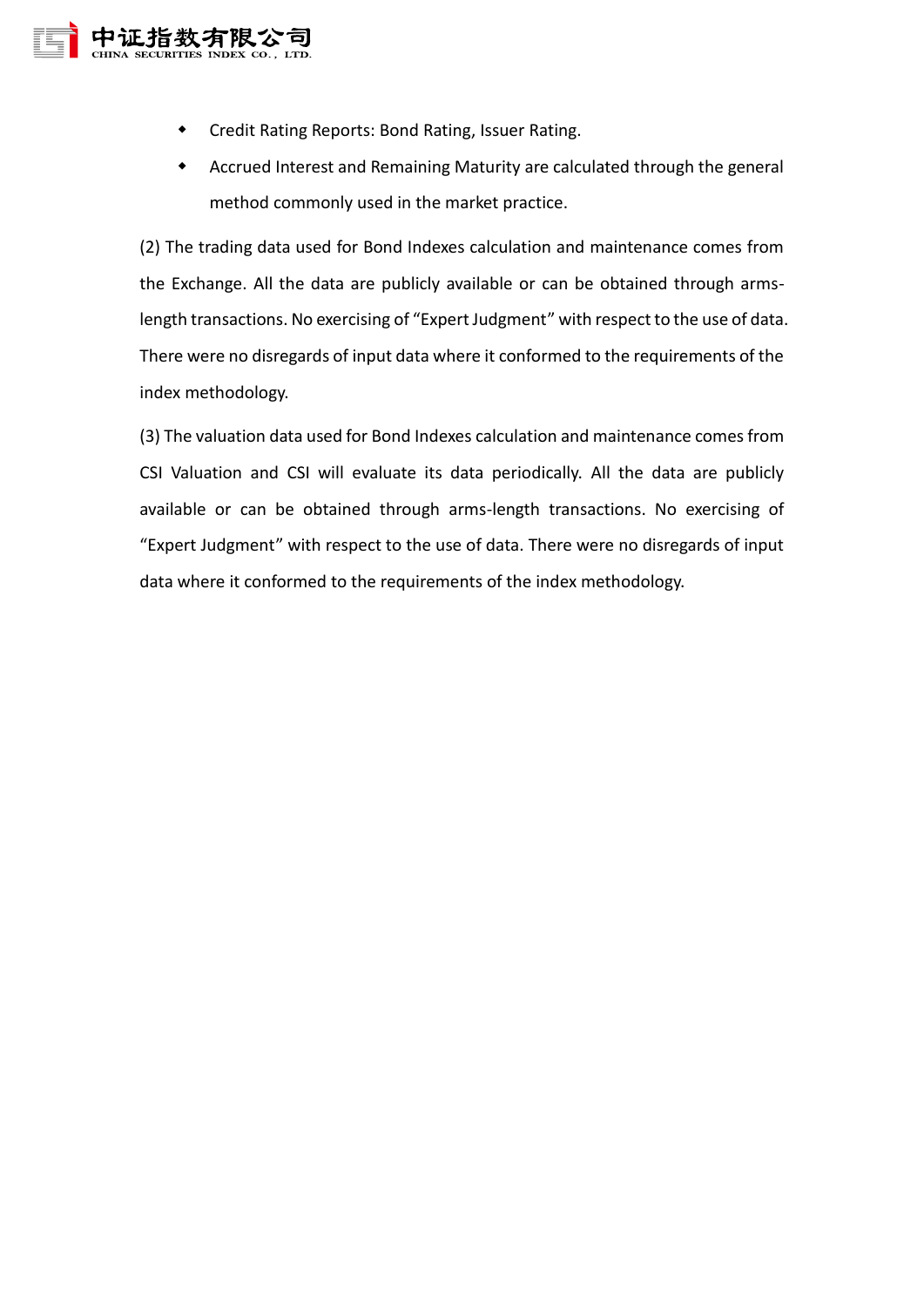- Credit Rating Reports: Bond Rating, Issuer Rating.
- Accrued Interest and Remaining Maturity are calculated through the general method commonly used in the market practice.

(2) The trading data used for Bond Indexes calculation and maintenance comes from the Exchange. All the data are publicly available or can be obtained through arms-length transactions. No exercising of "Expert Judgment" with respect to the use of data. There were no disregards of input data where it conformed to the requirements of the index methodology.

(3) The valuation data used for Bond Indexes calculation and maintenance comes from CSI Valuation and CSI will evaluate its data periodically. All the data are publicly available or can be obtained through arms-length transactions. No exercising of "Expert Judgment" with respect to the use of data. There were no disregards of input data where it conformed to the requirements of the index methodology.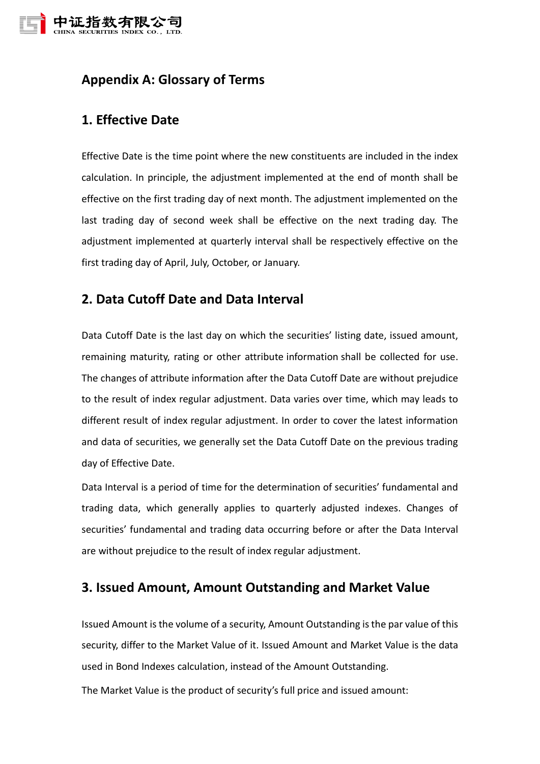## Appendix A: Glossary of Terms

### 1. Effective Date

Effective Date is the time point where the new constituents are included in the index calculation. In principle, the adjustment implemented at the end of month shall be effective on the first trading day of next month. The adjustment implemented on the last trading day of second week shall be effective on the next trading day. The adjustment implemented at quarterly interval shall be respectively effective on the first trading day of April, July, October, or January.

### 2. Data Cutoff Date and Data Interval

Data Cutoff Date is the last day on which the securities' listing date, issued amount, remaining maturity, rating or other attribute information shall be collected for use. The changes of attribute information after the Data Cutoff Date are without prejudice to the result of index regular adjustment. Data varies over time, which may leads to different result of index regular adjustment. In order to cover the latest information and data of securities, we generally set the Data Cutoff Date on the previous trading day of Effective Date.

Data Interval is a period of time for the determination of securities' fundamental and trading data, which generally applies to quarterly adjusted indexes. Changes of securities' fundamental and trading data occurring before or after the Data Interval are without prejudice to the result of index regular adjustment.

### 3. Issued Amount, Amount Outstanding and Market Value

Issued Amount is the volume of a security, Amount Outstanding is the par value of this security, differ to the Market Value of it. Issued Amount and Market Value is the data used in Bond Indexes calculation, instead of the Amount Outstanding.

The Market Value is the product of security's full price and issued amount: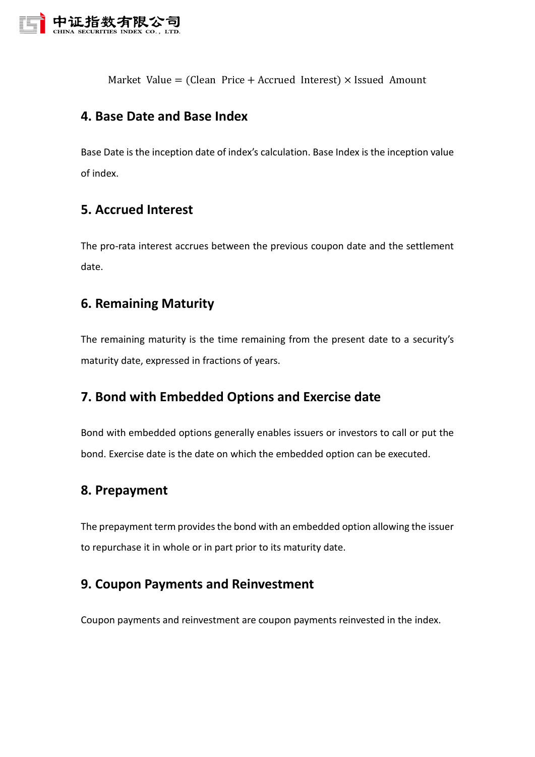$$\text{Market Value} = (\text{Clean Price} + \text{Accrued Interest}) \times \text{Issued Amount}$$

## 4. Base Date and Base Index

Base Date is the inception date of index's calculation. Base Index is the inception value of index.

## 5. Accrued Interest

The pro-rata interest accrues between the previous coupon date and the settlement date.

## 6. Remaining Maturity

The remaining maturity is the time remaining from the present date to a security's maturity date, expressed in fractions of years.

## 7. Bond with Embedded Options and Exercise date

Bond with embedded options generally enables issuers or investors to call or put the bond. Exercise date is the date on which the embedded option can be executed.

## 8. Prepayment

The prepayment term provides the bond with an embedded option allowing the issuer to repurchase it in whole or in part prior to its maturity date.

## 9. Coupon Payments and Reinvestment

Coupon payments and reinvestment are coupon payments reinvested in the index.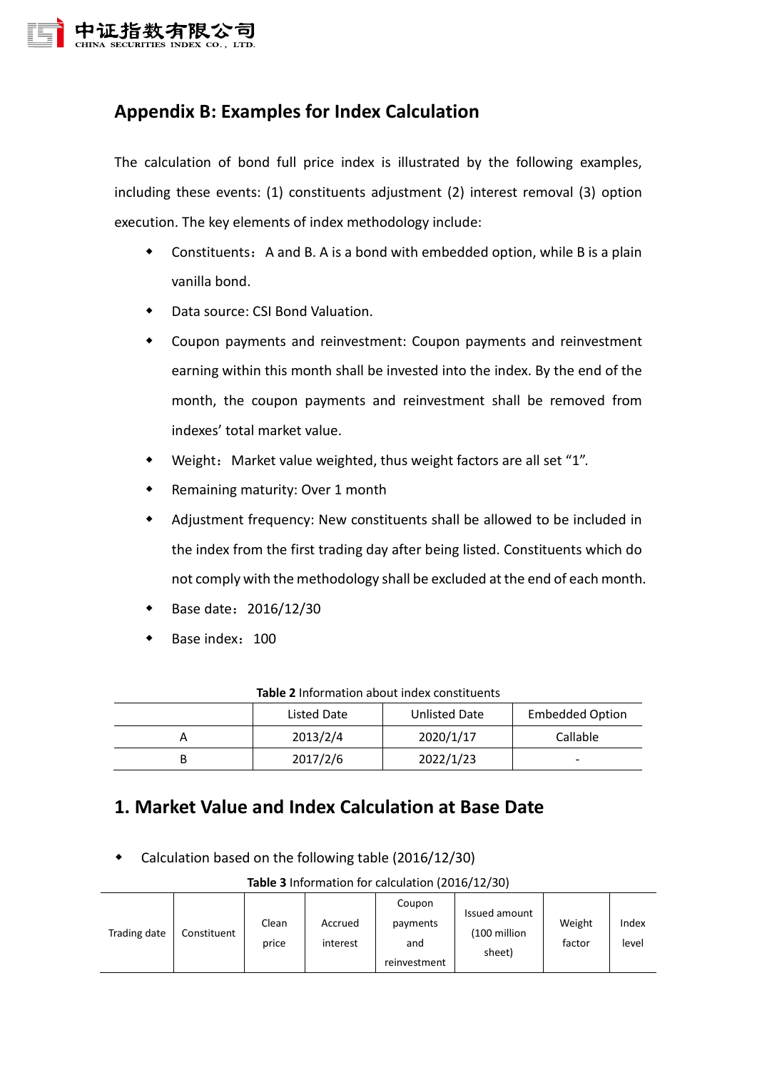## Appendix B: Examples for Index Calculation

The calculation of bond full price index is illustrated by the following examples, including these events: (1) constituents adjustment (2) interest removal (3) option execution. The key elements of index methodology include:

- Constituents： A and B. A is a bond with embedded option, while B is a plain vanilla bond.
- Data source: CSI Bond Valuation.
- Coupon payments and reinvestment: Coupon payments and reinvestment earning within this month shall be invested into the index. By the end of the month, the coupon payments and reinvestment shall be removed from indexes' total market value.
- Weight： Market value weighted, thus weight factors are all set "1".
- Remaining maturity: Over 1 month
- Adjustment frequency: New constituents shall be allowed to be included in the index from the first trading day after being listed. Constituents which do not comply with the methodology shall be excluded at the end of each month.
- Base date： 2016/12/30
- Base index： 100

**Table 2** Information about index constituents

| | Listed Date | Unlisted Date | Embedded Option |
|---|---|---|---|
| A | 2013/2/4 | 2020/1/17 | Callable |
| B | 2017/2/6 | 2022/1/23 | - |

## 1. Market Value and Index Calculation at Base Date

- Calculation based on the following table (2016/12/30)

**Table 3** Information for calculation (2016/12/30)

| Trading date | Constituent | Clean price | Accrued interest | Coupon payments and reinvestment | Issued amount (100 million sheet) | Weight factor | Index level |
|---|---|---|---|---|---|---|---|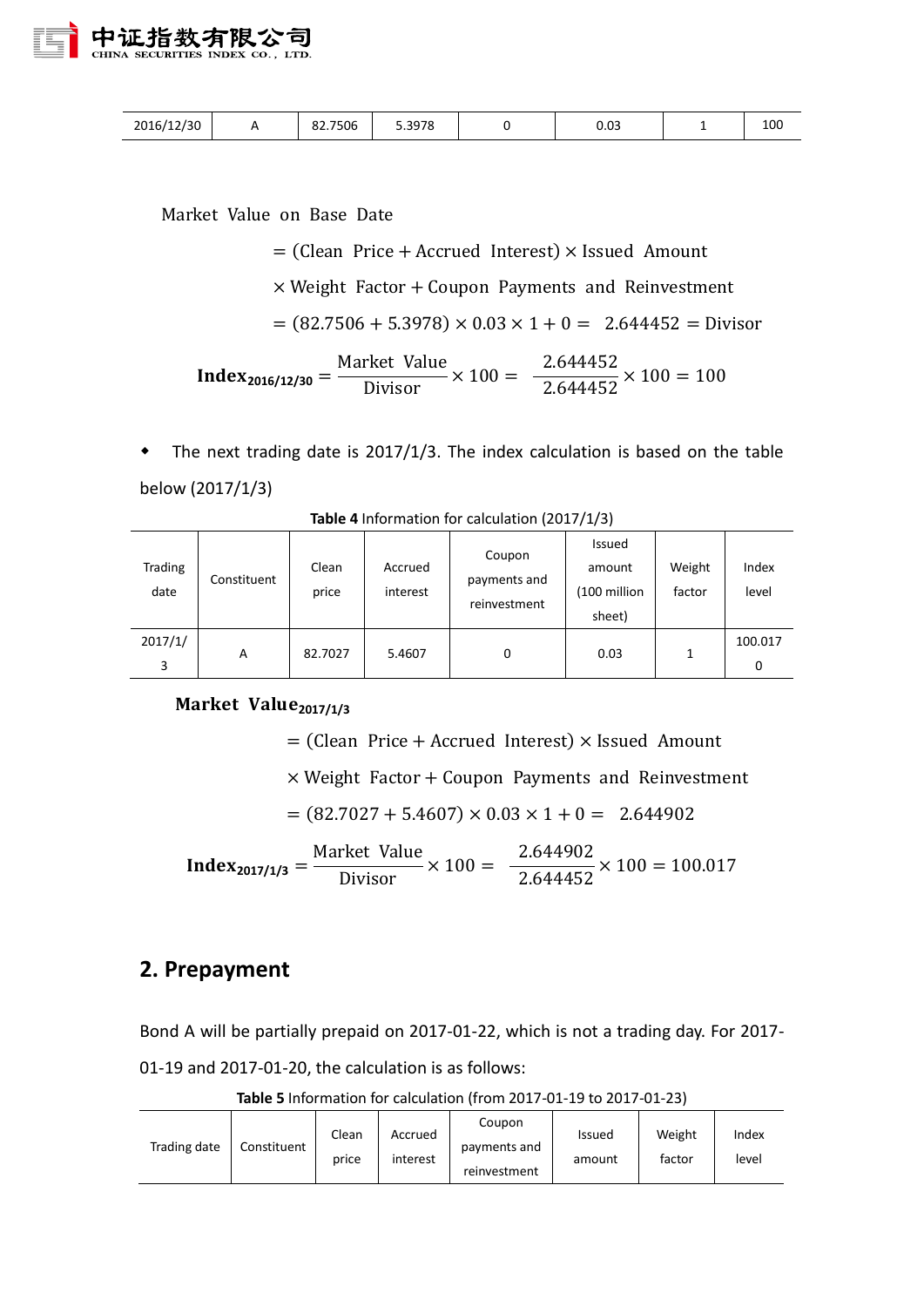| 2016/12/30 | A | 82.7506 | 5.3978 | 0 | 0.03 | 1 | 100 |
|---|---|---|---|---|---|---|---|

$$\text{Market Value on Base Date} = (\text{Clean Price} + \text{Accrued Interest}) \times \text{Issued Amount} \times \text{Weight Factor} + \text{Coupon Payments and Reinvestment}$$

$$= (82.7506 + 5.3978) \times 0.03 \times 1 + 0 = 2.644452 = \text{Divisor}$$

$$\textbf{Index}_{\mathbf{2016/12/30}} = \frac{\text{Market Value}}{\text{Divisor}} \times 100 = \frac{2.644452}{2.644452} \times 100 = 100$$

- The next trading date is 2017/1/3. The index calculation is based on the table below (2017/1/3)

**Table 4** Information for calculation (2017/1/3)

| Trading date | Constituent | Clean price | Accrued interest | Coupon payments and reinvestment | Issued amount (100 million sheet) | Weight factor | Index level |
|---|---|---|---|---|---|---|---|
| 2017/1/3 | A | 82.7027 | 5.4607 | 0 | 0.03 | 1 | 100.0170 |

$$\textbf{Market Value}_{\mathbf{2017/1/3}} = (\text{Clean Price} + \text{Accrued Interest}) \times \text{Issued Amount} \times \text{Weight Factor} + \text{Coupon Payments and Reinvestment}$$

$$= (82.7027 + 5.4607) \times 0.03 \times 1 + 0 = 2.644902$$

$$\textbf{Index}_{\mathbf{2017/1/3}} = \frac{\text{Market Value}}{\text{Divisor}} \times 100 = \frac{2.644902}{2.644452} \times 100 = 100.017$$

## 2. Prepayment

Bond A will be partially prepaid on 2017-01-22, which is not a trading day. For 2017-01-19 and 2017-01-20, the calculation is as follows:

**Table 5** Information for calculation (from 2017-01-19 to 2017-01-23)

| Trading date | Constituent | Clean price | Accrued interest | Coupon payments and reinvestment | Issued amount | Weight factor | Index level |
|---|---|---|---|---|---|---|---|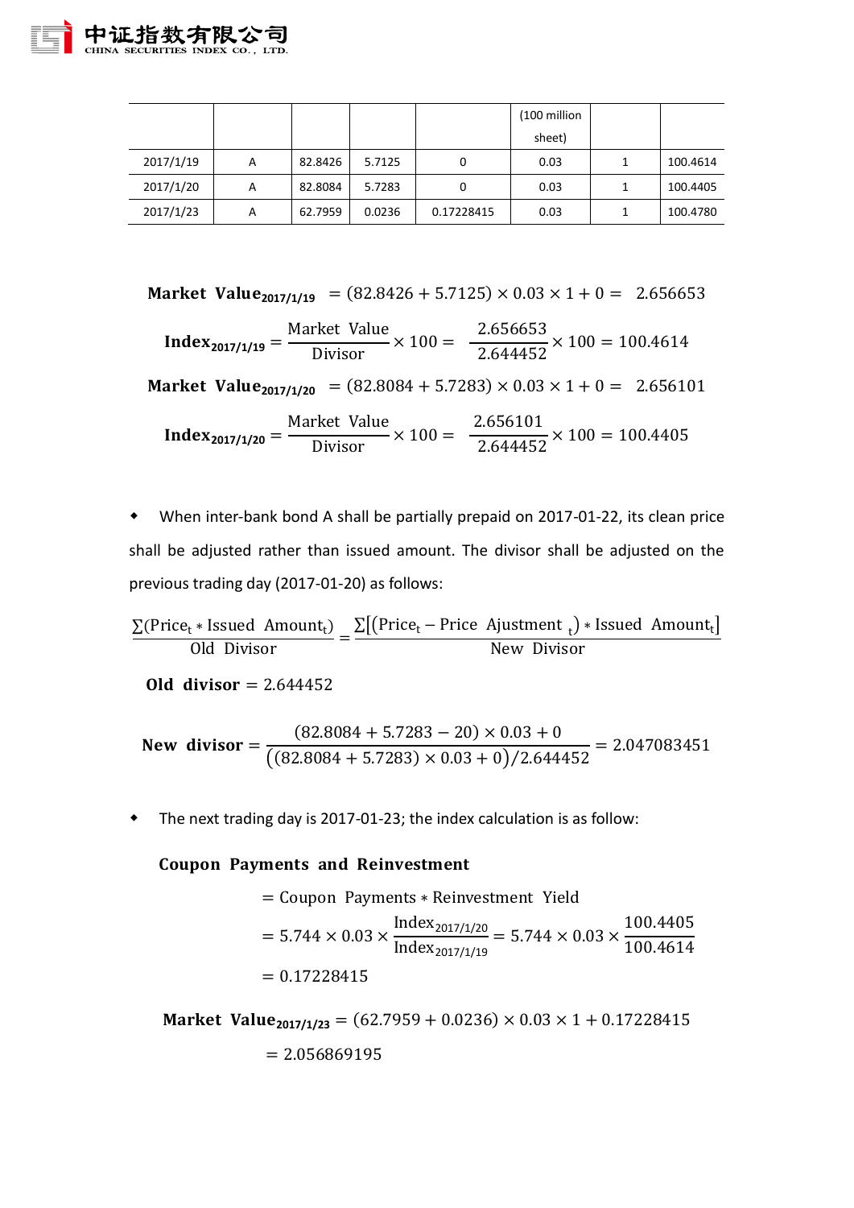| | | | | | (100 million sheet) | | |
|---|---|---|---|---|---|---|---|
| 2017/1/19 | A | 82.8426 | 5.7125 | 0 | 0.03 | 1 | 100.4614 |
| 2017/1/20 | A | 82.8084 | 5.7283 | 0 | 0.03 | 1 | 100.4405 |
| 2017/1/23 | A | 62.7959 | 0.0236 | 0.17228415 | 0.03 | 1 | 100.4780 |

$$\textbf{Market Value}_{2017/1/19} = (82.8426 + 5.7125) \times 0.03 \times 1 + 0 = 2.656653$$

$$\textbf{Index}_{2017/1/19} = \frac{\text{Market Value}}{\text{Divisor}} \times 100 = \frac{2.656653}{2.644452} \times 100 = 100.4614$$

$$\textbf{Market Value}_{2017/1/20} = (82.8084 + 5.7283) \times 0.03 \times 1 + 0 = 2.656101$$

$$\textbf{Index}_{2017/1/20} = \frac{\text{Market Value}}{\text{Divisor}} \times 100 = \frac{2.656101}{2.644452} \times 100 = 100.4405$$

- When inter-bank bond A shall be partially prepaid on 2017-01-22, its clean price shall be adjusted rather than issued amount. The divisor shall be adjusted on the previous trading day (2017-01-20) as follows:

$$\frac{\sum(\text{Price}_t * \text{Issued Amount}_t)}{\text{Old Divisor}} = \frac{\sum[(\text{Price}_t - \text{Price Adjustment}_t) * \text{Issued Amount}_t]}{\text{New Divisor}}$$

$$\textbf{Old divisor} = 2.644452$$

$$\textbf{New divisor} = \frac{(82.8084 + 5.7283 - 20) \times 0.03 + 0}{\left((82.8084 + 5.7283) \times 0.03 + 0\right)/2.644452} = 2.047083451$$

- The next trading day is 2017-01-23; the index calculation is as follow:

**Coupon Payments and Reinvestment**

$$\begin{aligned}
&= \text{Coupon Payments} * \text{Reinvestment Yield} \\
&= 5.744 \times 0.03 \times \frac{\text{Index}_{2017/1/20}}{\text{Index}_{2017/1/19}} = 5.744 \times 0.03 \times \frac{100.4405}{100.4614} \\
&= 0.17228415
\end{aligned}$$

$$\begin{aligned}
\textbf{Market Value}_{2017/1/23} &= (62.7959 + 0.0236) \times 0.03 \times 1 + 0.17228415 \\
&= 2.056869195
\end{aligned}$$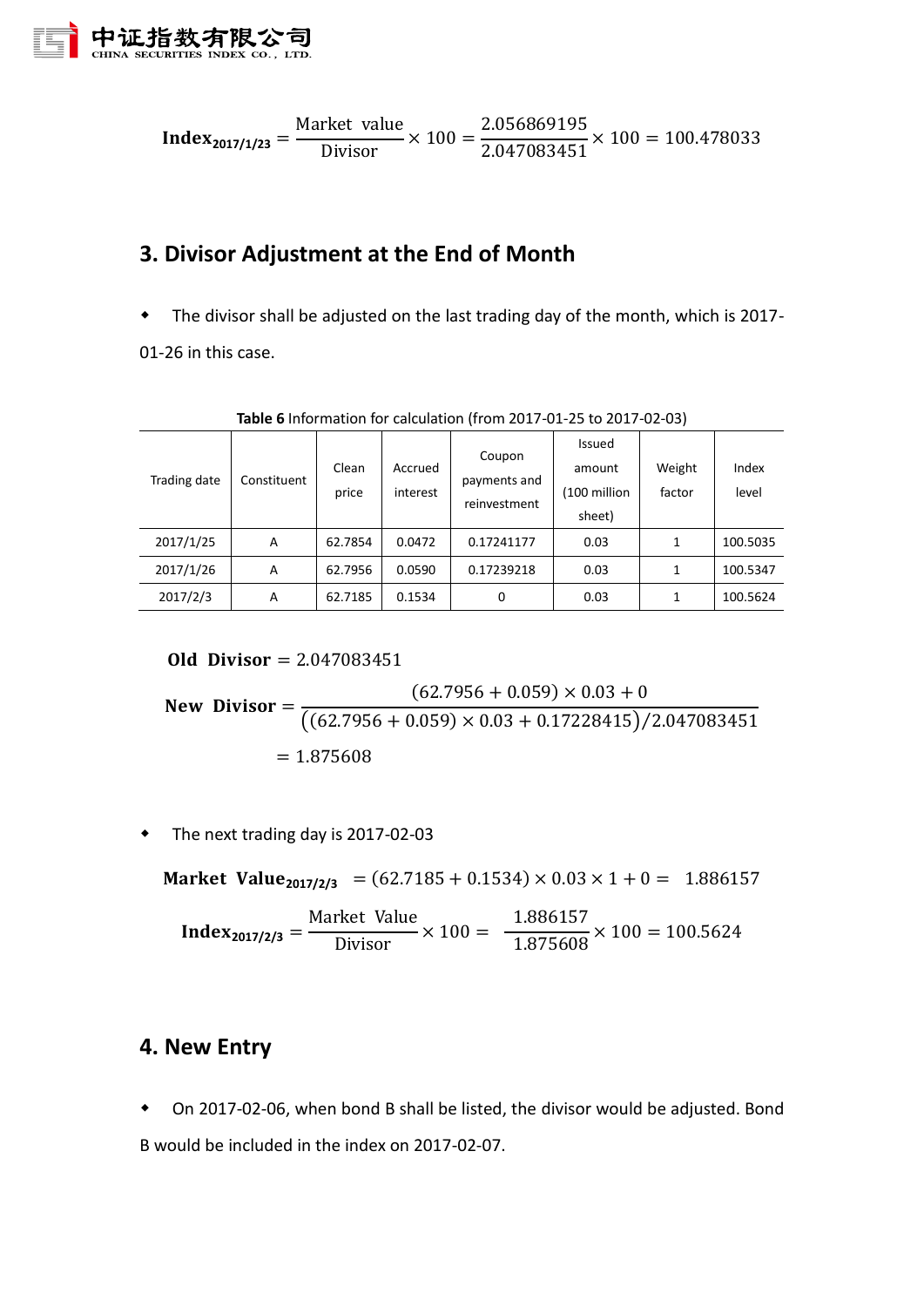$$\textbf{Index}_{\textbf{2017/1/23}} = \frac{\text{Market value}}{\text{Divisor}} \times 100 = \frac{2.056869195}{2.047083451} \times 100 = 100.478033$$

## 3. Divisor Adjustment at the End of Month

- The divisor shall be adjusted on the last trading day of the month, which is 2017-01-26 in this case.

**Table 6** Information for calculation (from 2017-01-25 to 2017-02-03)

| Trading date | Constituent | Clean price | Accrued interest | Coupon payments and reinvestment | Issued amount (100 million sheet) | Weight factor | Index level |
|---|---|---|---|---|---|---|---|
| 2017/1/25 | A | 62.7854 | 0.0472 | 0.17241177 | 0.03 | 1 | 100.5035 |
| 2017/1/26 | A | 62.7956 | 0.0590 | 0.17239218 | 0.03 | 1 | 100.5347 |
| 2017/2/3 | A | 62.7185 | 0.1534 | 0 | 0.03 | 1 | 100.5624 |

$$\textbf{Old Divisor} = 2.047083451$$

$$\textbf{New Divisor} = \frac{(62.7956 + 0.059) \times 0.03 + 0}{\big((62.7956 + 0.059) \times 0.03 + 0.17228415\big)/2.047083451} = 1.875608$$

- The next trading day is 2017-02-03

$$\textbf{Market Value}_{\textbf{2017/2/3}} = (62.7185 + 0.1534) \times 0.03 \times 1 + 0 = 1.886157$$

$$\textbf{Index}_{\textbf{2017/2/3}} = \frac{\text{Market Value}}{\text{Divisor}} \times 100 = \frac{1.886157}{1.875608} \times 100 = 100.5624$$

## 4. New Entry

- On 2017-02-06, when bond B shall be listed, the divisor would be adjusted. Bond B would be included in the index on 2017-02-07.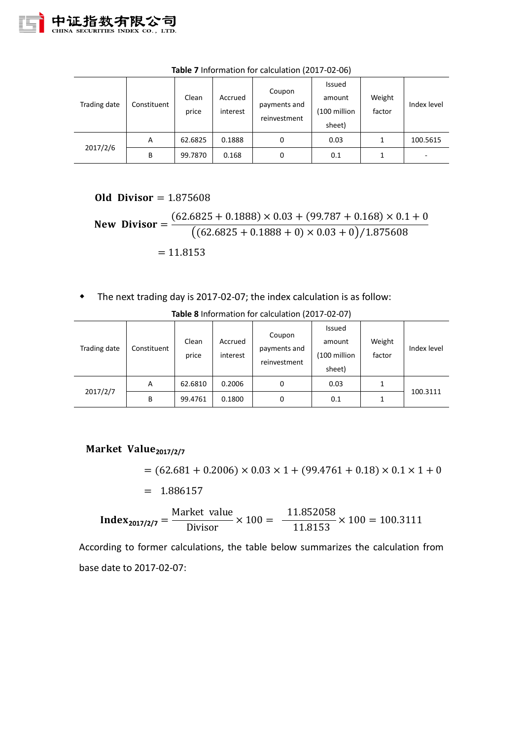**Table 7** Information for calculation (2017-02-06)

| Trading date | Constituent | Clean price | Accrued interest | Coupon payments and reinvestment | Issued amount (100 million sheet) | Weight factor | Index level |
|---|---|---|---|---|---|---|---|
| 2017/2/6 | A | 62.6825 | 0.1888 | 0 | 0.03 | 1 | 100.5615 |
| | B | 99.7870 | 0.168 | 0 | 0.1 | 1 | - |

$$\textbf{Old Divisor} = 1.875608$$

$$\textbf{New Divisor} = \frac{(62.6825 + 0.1888) \times 0.03 + (99.787 + 0.168) \times 0.1 + 0}{\big((62.6825 + 0.1888 + 0) \times 0.03 + 0\big)/1.875608}$$

$$= 11.8153$$

- The next trading day is 2017-02-07; the index calculation is as follow:

**Table 8** Information for calculation (2017-02-07)

| Trading date | Constituent | Clean price | Accrued interest | Coupon payments and reinvestment | Issued amount (100 million sheet) | Weight factor | Index level |
|---|---|---|---|---|---|---|---|
| 2017/2/7 | A | 62.6810 | 0.2006 | 0 | 0.03 | 1 | 100.3111 |
| | B | 99.4761 | 0.1800 | 0 | 0.1 | 1 | |

$$\textbf{Market Value}_{2017/2/7}$$

$$= (62.681 + 0.2006) \times 0.03 \times 1 + (99.4761 + 0.18) \times 0.1 \times 1 + 0$$

$$= 1.886157$$

$$\textbf{Index}_{2017/2/7} = \frac{\text{Market value}}{\text{Divisor}} \times 100 = \frac{11.852058}{11.8153} \times 100 = 100.3111$$

According to former calculations, the table below summarizes the calculation from base date to 2017-02-07: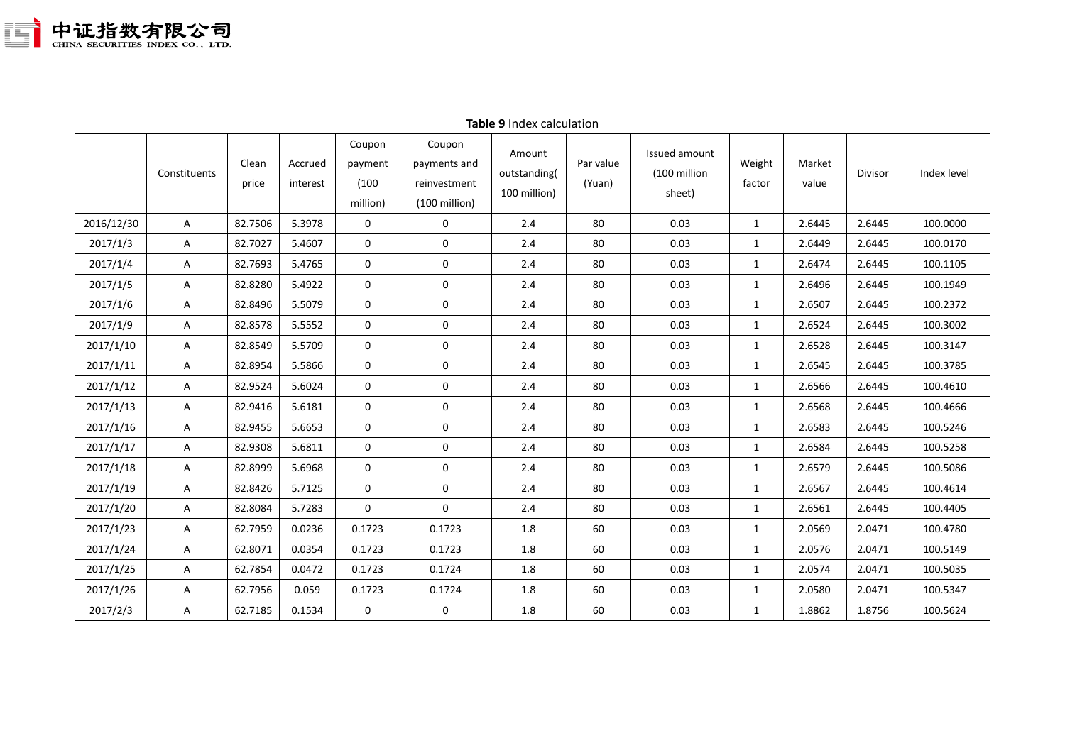**Table 9** Index calculation

| | Constituents | Clean price | Accrued interest | Coupon payment (100 million) | Coupon payments and reinvestment (100 million) | Amount outstanding( 100 million) | Par value (Yuan) | Issued amount (100 million sheet) | Weight factor | Market value | Divisor | Index level |
|---|---|---|---|---|---|---|---|---|---|---|---|---|
| 2016/12/30 | A | 82.7506 | 5.3978 | 0 | 0 | 2.4 | 80 | 0.03 | 1 | 2.6445 | 2.6445 | 100.0000 |
| 2017/1/3 | A | 82.7027 | 5.4607 | 0 | 0 | 2.4 | 80 | 0.03 | 1 | 2.6449 | 2.6445 | 100.0170 |
| 2017/1/4 | A | 82.7693 | 5.4765 | 0 | 0 | 2.4 | 80 | 0.03 | 1 | 2.6474 | 2.6445 | 100.1105 |
| 2017/1/5 | A | 82.8280 | 5.4922 | 0 | 0 | 2.4 | 80 | 0.03 | 1 | 2.6496 | 2.6445 | 100.1949 |
| 2017/1/6 | A | 82.8496 | 5.5079 | 0 | 0 | 2.4 | 80 | 0.03 | 1 | 2.6507 | 2.6445 | 100.2372 |
| 2017/1/9 | A | 82.8578 | 5.5552 | 0 | 0 | 2.4 | 80 | 0.03 | 1 | 2.6524 | 2.6445 | 100.3002 |
| 2017/1/10 | A | 82.8549 | 5.5709 | 0 | 0 | 2.4 | 80 | 0.03 | 1 | 2.6528 | 2.6445 | 100.3147 |
| 2017/1/11 | A | 82.8954 | 5.5866 | 0 | 0 | 2.4 | 80 | 0.03 | 1 | 2.6545 | 2.6445 | 100.3785 |
| 2017/1/12 | A | 82.9524 | 5.6024 | 0 | 0 | 2.4 | 80 | 0.03 | 1 | 2.6566 | 2.6445 | 100.4610 |
| 2017/1/13 | A | 82.9416 | 5.6181 | 0 | 0 | 2.4 | 80 | 0.03 | 1 | 2.6568 | 2.6445 | 100.4666 |
| 2017/1/16 | A | 82.9455 | 5.6653 | 0 | 0 | 2.4 | 80 | 0.03 | 1 | 2.6583 | 2.6445 | 100.5246 |
| 2017/1/17 | A | 82.9308 | 5.6811 | 0 | 0 | 2.4 | 80 | 0.03 | 1 | 2.6584 | 2.6445 | 100.5258 |
| 2017/1/18 | A | 82.8999 | 5.6968 | 0 | 0 | 2.4 | 80 | 0.03 | 1 | 2.6579 | 2.6445 | 100.5086 |
| 2017/1/19 | A | 82.8426 | 5.7125 | 0 | 0 | 2.4 | 80 | 0.03 | 1 | 2.6567 | 2.6445 | 100.4614 |
| 2017/1/20 | A | 82.8084 | 5.7283 | 0 | 0 | 2.4 | 80 | 0.03 | 1 | 2.6561 | 2.6445 | 100.4405 |
| 2017/1/23 | A | 62.7959 | 0.0236 | 0.1723 | 0.1723 | 1.8 | 60 | 0.03 | 1 | 2.0569 | 2.0471 | 100.4780 |
| 2017/1/24 | A | 62.8071 | 0.0354 | 0.1723 | 0.1723 | 1.8 | 60 | 0.03 | 1 | 2.0576 | 2.0471 | 100.5149 |
| 2017/1/25 | A | 62.7854 | 0.0472 | 0.1723 | 0.1724 | 1.8 | 60 | 0.03 | 1 | 2.0574 | 2.0471 | 100.5035 |
| 2017/1/26 | A | 62.7956 | 0.059 | 0.1723 | 0.1724 | 1.8 | 60 | 0.03 | 1 | 2.0580 | 2.0471 | 100.5347 |
| 2017/2/3 | A | 62.7185 | 0.1534 | 0 | 0 | 1.8 | 60 | 0.03 | 1 | 1.8862 | 1.8756 | 100.5624 |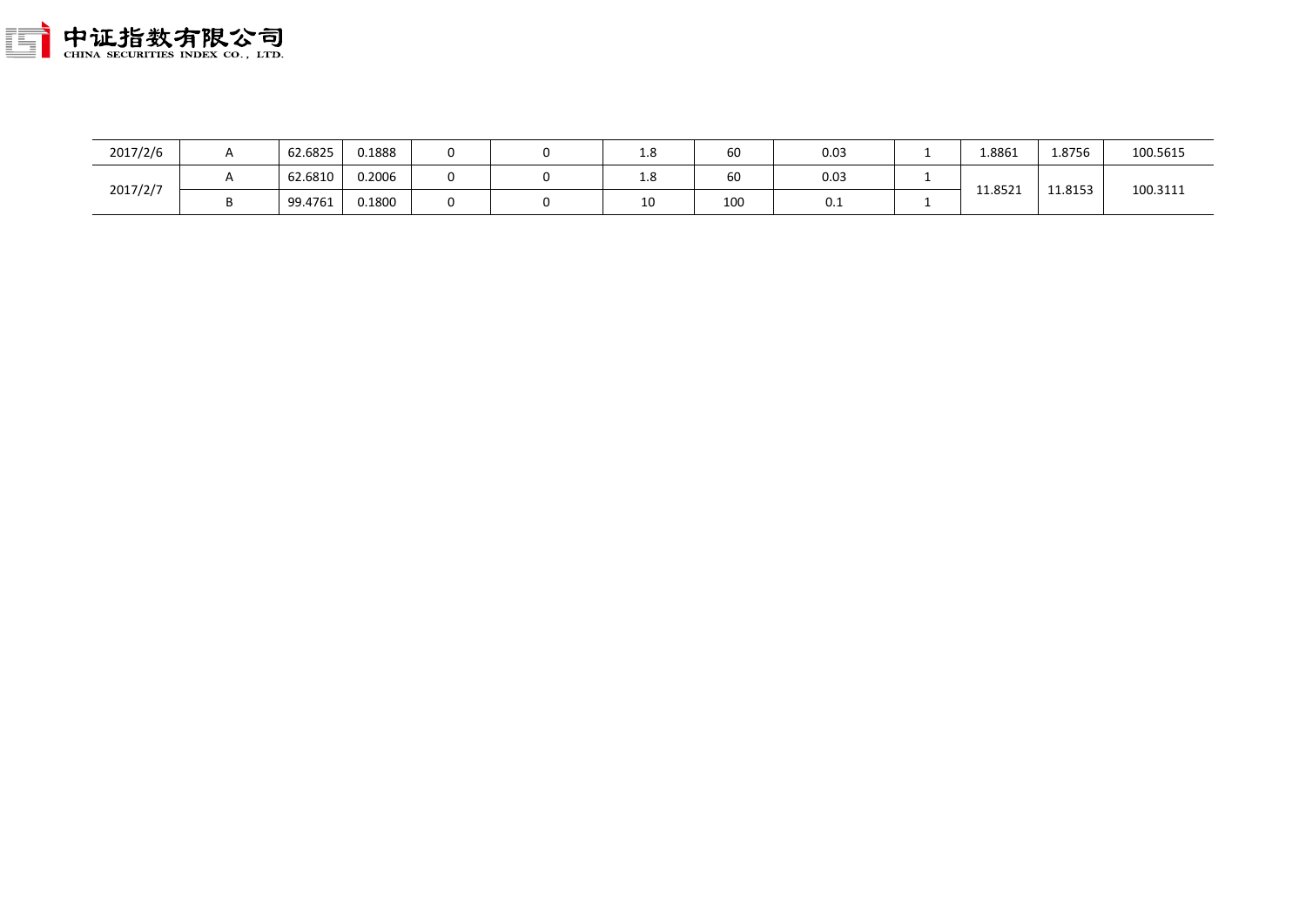| | | | | | | | | | | | | |
|---|---|---|---|---|---|---|---|---|---|---|---|---|
| 2017/2/6 | A | 62.6825 | 0.1888 | 0 | 0 | 1.8 | 60 | 0.03 | 1 | 1.8861 | 1.8756 | 100.5615 |
| 2017/2/7 | A | 62.6810 | 0.2006 | 0 | 0 | 1.8 | 60 | 0.03 | 1 | 11.8521 | 11.8153 | 100.3111 |
| | B | 99.4761 | 0.1800 | 0 | 0 | 10 | 100 | 0.1 | 1 | | | |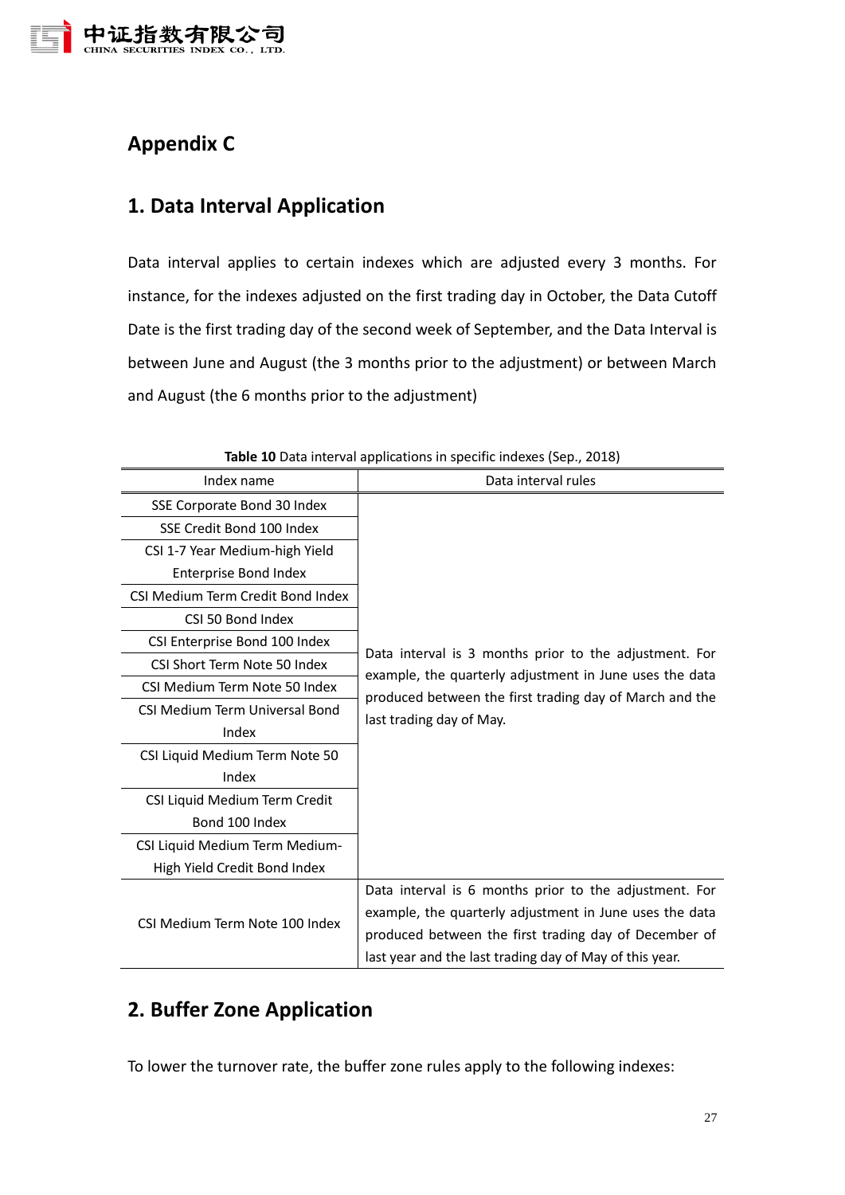# Appendix C

## 1. Data Interval Application

Data interval applies to certain indexes which are adjusted every 3 months. For instance, for the indexes adjusted on the first trading day in October, the Data Cutoff Date is the first trading day of the second week of September, and the Data Interval is between June and August (the 3 months prior to the adjustment) or between March and August (the 6 months prior to the adjustment)

**Table 10** Data interval applications in specific indexes (Sep., 2018)

| Index name | Data interval rules |
|---|---|
| SSE Corporate Bond 30 Index | Data interval is 3 months prior to the adjustment. For example, the quarterly adjustment in June uses the data produced between the first trading day of March and the last trading day of May. |
| SSE Credit Bond 100 Index | |
| CSI 1-7 Year Medium-high Yield Enterprise Bond Index | |
| CSI Medium Term Credit Bond Index | |
| CSI 50 Bond Index | |
| CSI Enterprise Bond 100 Index | |
| CSI Short Term Note 50 Index | |
| CSI Medium Term Note 50 Index | |
| CSI Medium Term Universal Bond Index | |
| CSI Liquid Medium Term Note 50 Index | |
| CSI Liquid Medium Term Credit Bond 100 Index | |
| CSI Liquid Medium Term Medium-High Yield Credit Bond Index | |
| CSI Medium Term Note 100 Index | Data interval is 6 months prior to the adjustment. For example, the quarterly adjustment in June uses the data produced between the first trading day of December of last year and the last trading day of May of this year. |

## 2. Buffer Zone Application

To lower the turnover rate, the buffer zone rules apply to the following indexes: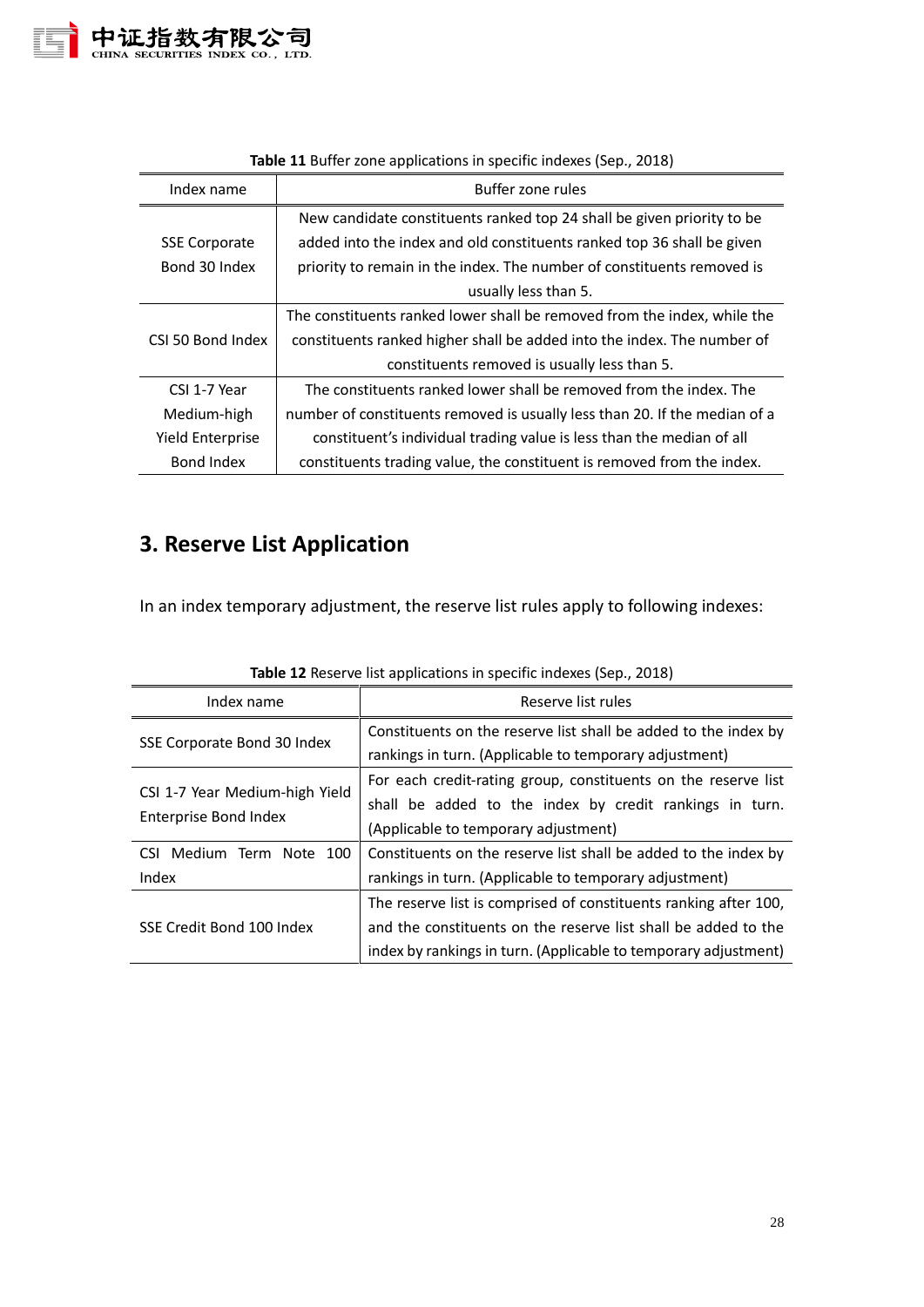**Table 11** Buffer zone applications in specific indexes (Sep., 2018)

| Index name | Buffer zone rules |
| --- | --- |
| SSE Corporate Bond 30 Index | New candidate constituents ranked top 24 shall be given priority to be added into the index and old constituents ranked top 36 shall be given priority to remain in the index. The number of constituents removed is usually less than 5. |
| CSI 50 Bond Index | The constituents ranked lower shall be removed from the index, while the constituents ranked higher shall be added into the index. The number of constituents removed is usually less than 5. |
| CSI 1-7 Year Medium-high Yield Enterprise Bond Index | The constituents ranked lower shall be removed from the index. The number of constituents removed is usually less than 20. If the median of a constituent's individual trading value is less than the median of all constituents trading value, the constituent is removed from the index. |

## 3. Reserve List Application

In an index temporary adjustment, the reserve list rules apply to following indexes:

**Table 12** Reserve list applications in specific indexes (Sep., 2018)

| Index name | Reserve list rules |
| --- | --- |
| SSE Corporate Bond 30 Index | Constituents on the reserve list shall be added to the index by rankings in turn. (Applicable to temporary adjustment) |
| CSI 1-7 Year Medium-high Yield Enterprise Bond Index | For each credit-rating group, constituents on the reserve list shall be added to the index by credit rankings in turn. (Applicable to temporary adjustment) |
| CSI Medium Term Note 100 Index | Constituents on the reserve list shall be added to the index by rankings in turn. (Applicable to temporary adjustment) |
| SSE Credit Bond 100 Index | The reserve list is comprised of constituents ranking after 100, and the constituents on the reserve list shall be added to the index by rankings in turn. (Applicable to temporary adjustment) |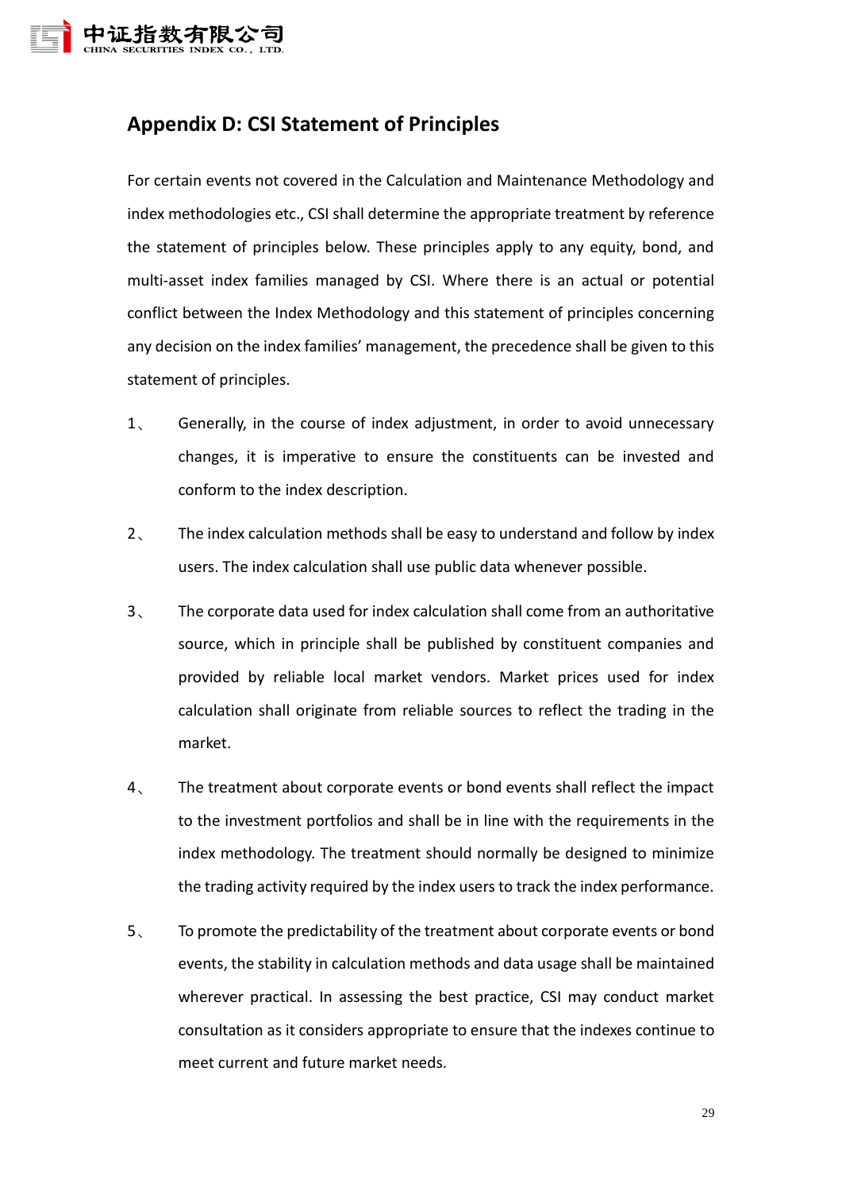## Appendix D: CSI Statement of Principles

For certain events not covered in the Calculation and Maintenance Methodology and index methodologies etc., CSI shall determine the appropriate treatment by reference the statement of principles below. These principles apply to any equity, bond, and multi-asset index families managed by CSI. Where there is an actual or potential conflict between the Index Methodology and this statement of principles concerning any decision on the index families' management, the precedence shall be given to this statement of principles.

1、 Generally, in the course of index adjustment, in order to avoid unnecessary changes, it is imperative to ensure the constituents can be invested and conform to the index description.

2、 The index calculation methods shall be easy to understand and follow by index users. The index calculation shall use public data whenever possible.

3、 The corporate data used for index calculation shall come from an authoritative source, which in principle shall be published by constituent companies and provided by reliable local market vendors. Market prices used for index calculation shall originate from reliable sources to reflect the trading in the market.

4、 The treatment about corporate events or bond events shall reflect the impact to the investment portfolios and shall be in line with the requirements in the index methodology. The treatment should normally be designed to minimize the trading activity required by the index users to track the index performance.

5、 To promote the predictability of the treatment about corporate events or bond events, the stability in calculation methods and data usage shall be maintained wherever practical. In assessing the best practice, CSI may conduct market consultation as it considers appropriate to ensure that the indexes continue to meet current and future market needs.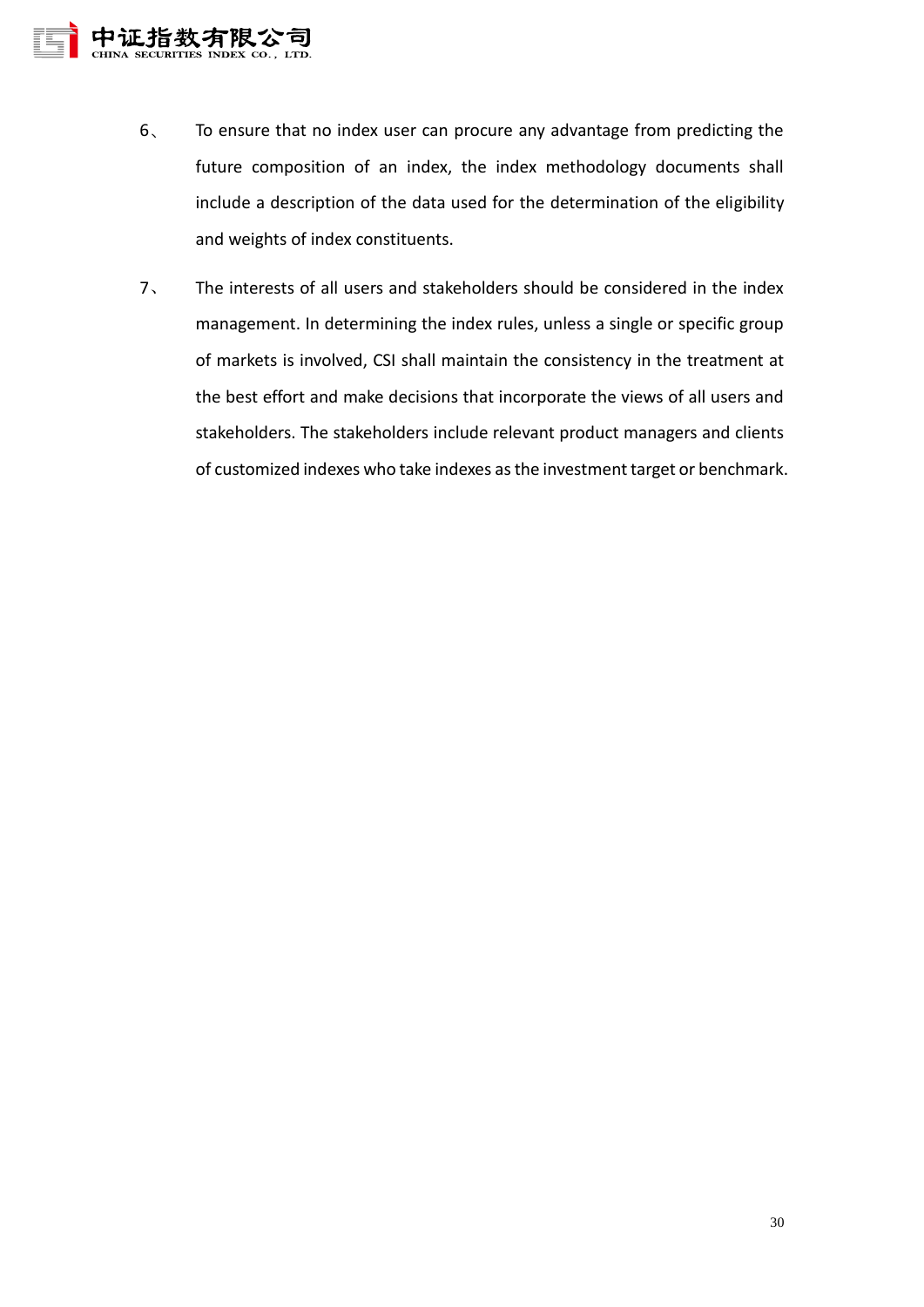6、 To ensure that no index user can procure any advantage from predicting the future composition of an index, the index methodology documents shall include a description of the data used for the determination of the eligibility and weights of index constituents.

7、 The interests of all users and stakeholders should be considered in the index management. In determining the index rules, unless a single or specific group of markets is involved, CSI shall maintain the consistency in the treatment at the best effort and make decisions that incorporate the views of all users and stakeholders. The stakeholders include relevant product managers and clients of customized indexes who take indexes as the investment target or benchmark.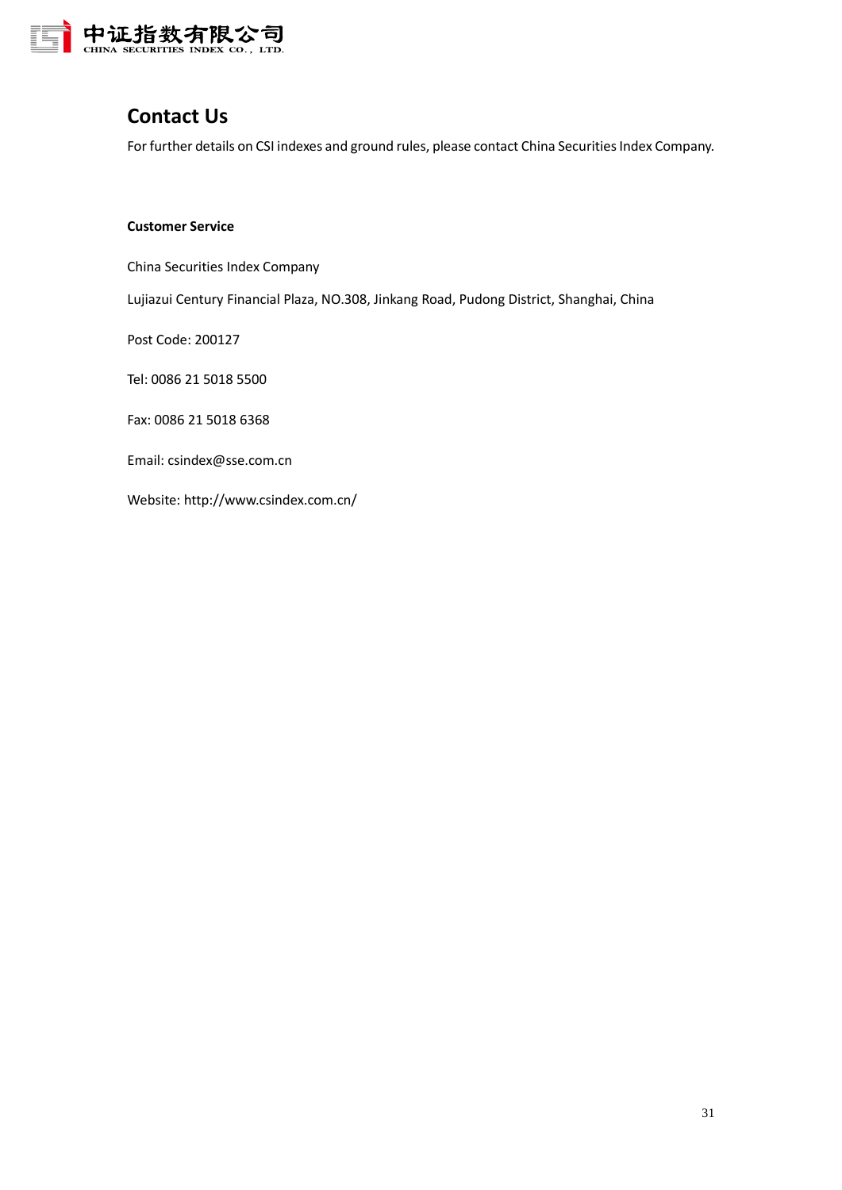# Contact Us

For further details on CSI indexes and ground rules, please contact China Securities Index Company.

**Customer Service**

China Securities Index Company

Lujiazui Century Financial Plaza, NO.308, Jinkang Road, Pudong District, Shanghai, China

Post Code: 200127

Tel: 0086 21 5018 5500

Fax: 0086 21 5018 6368

Email: csindex@sse.com.cn

Website: http://www.csindex.com.cn/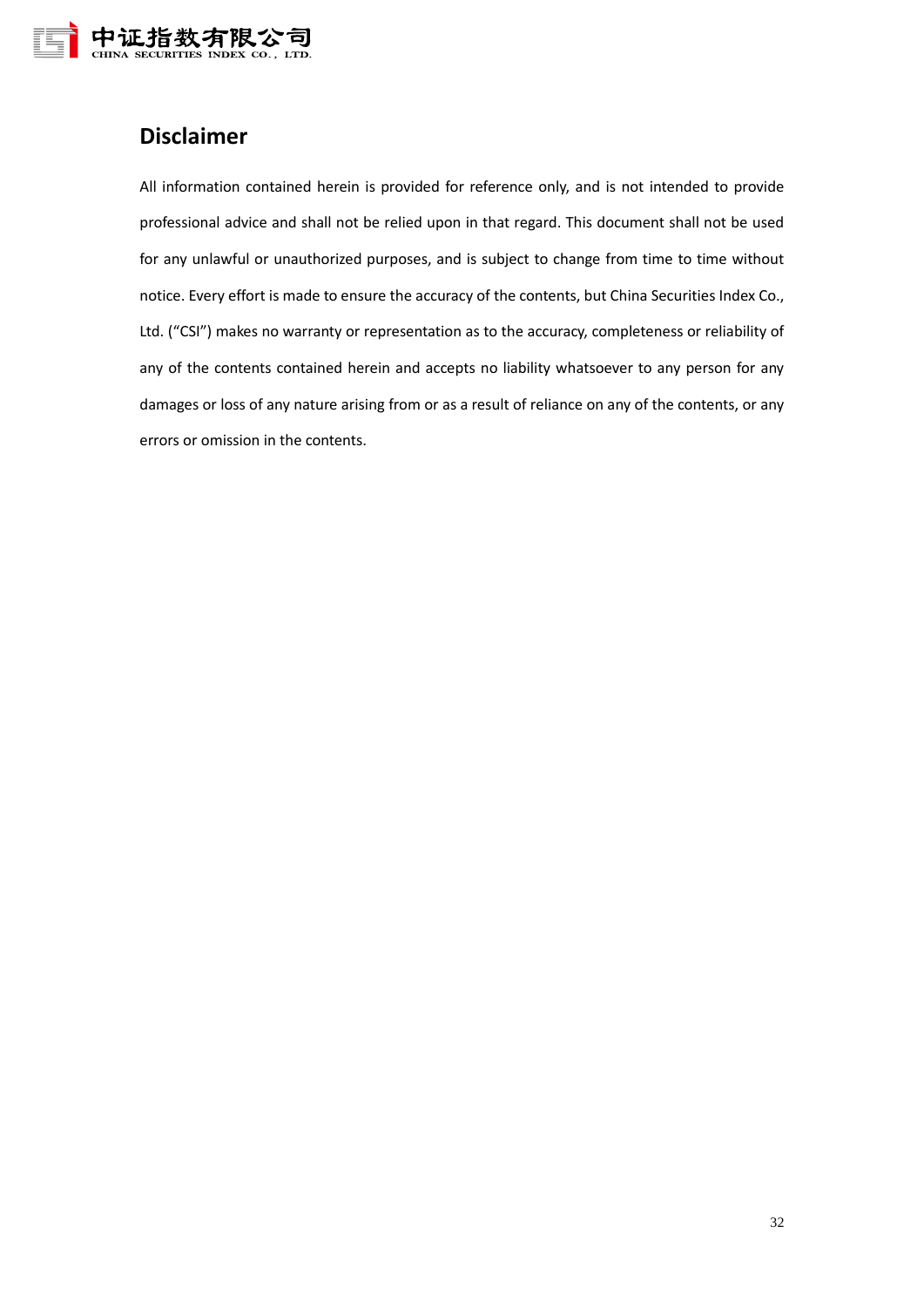## Disclaimer

All information contained herein is provided for reference only, and is not intended to provide professional advice and shall not be relied upon in that regard. This document shall not be used for any unlawful or unauthorized purposes, and is subject to change from time to time without notice. Every effort is made to ensure the accuracy of the contents, but China Securities Index Co., Ltd. ("CSI") makes no warranty or representation as to the accuracy, completeness or reliability of any of the contents contained herein and accepts no liability whatsoever to any person for any damages or loss of any nature arising from or as a result of reliance on any of the contents, or any errors or omission in the contents.